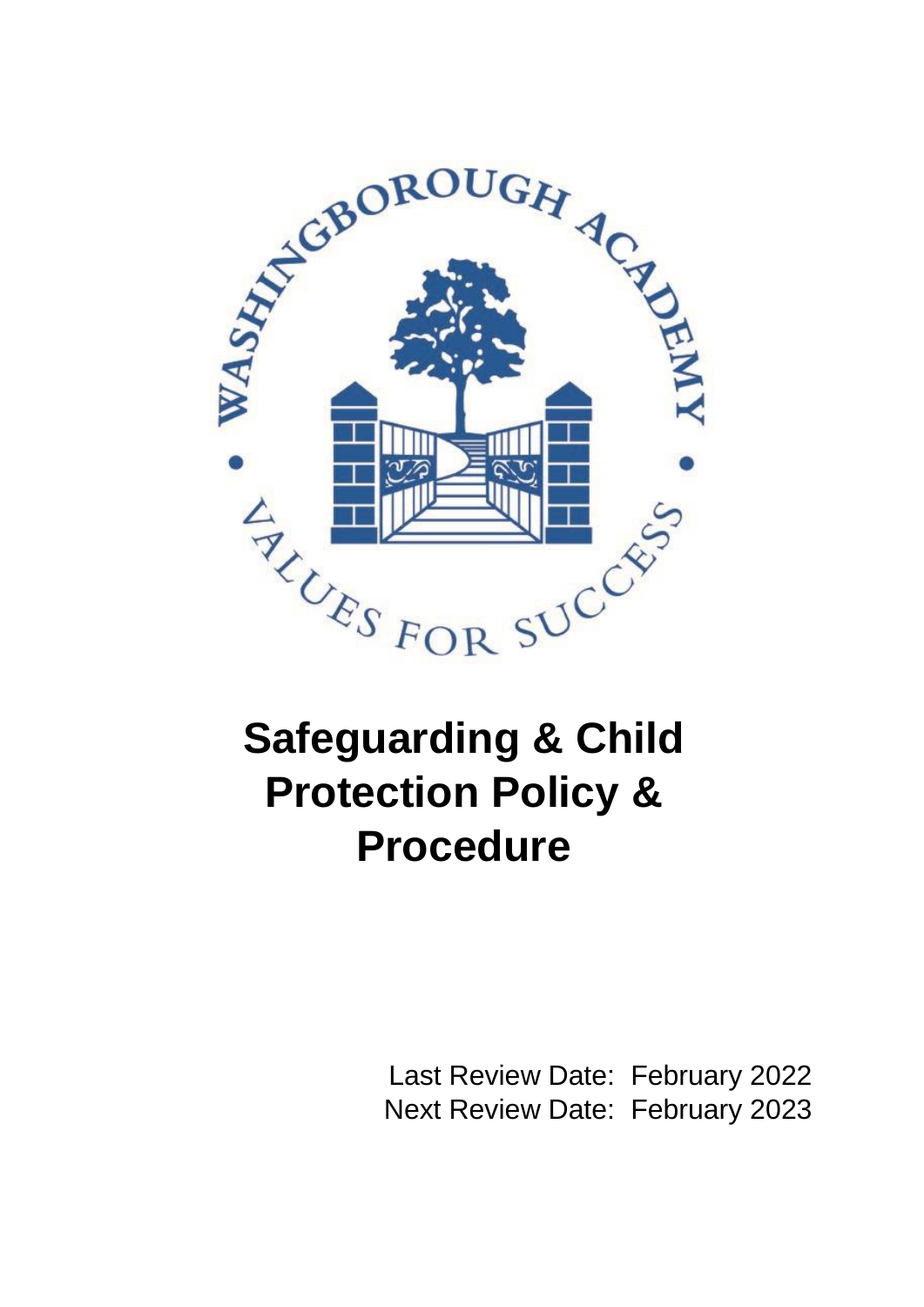# Safeguarding & Child Protection Policy & Procedure

Last Review Date: February 2022

Next Review Date: February 2023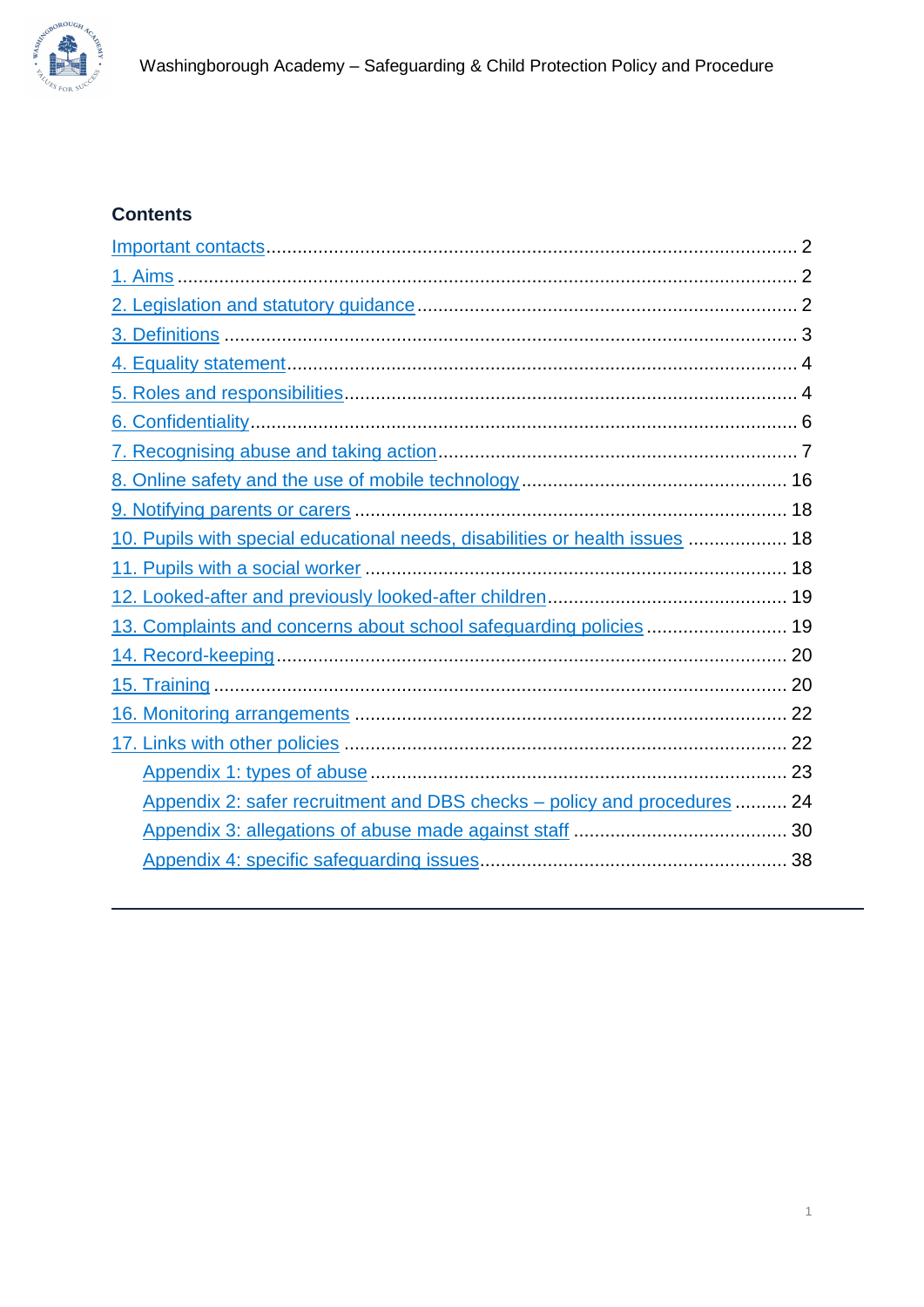## Contents

- Important contacts .... 2
- 1. Aims .... 2
- 2. Legislation and statutory guidance .... 2
- 3. Definitions .... 3
- 4. Equality statement .... 4
- 5. Roles and responsibilities .... 4
- 6. Confidentiality .... 6
- 7. Recognising abuse and taking action .... 7
- 8. Online safety and the use of mobile technology .... 16
- 9. Notifying parents or carers .... 18
- 10. Pupils with special educational needs, disabilities or health issues .... 18
- 11. Pupils with a social worker .... 18
- 12. Looked-after and previously looked-after children .... 19
- 13. Complaints and concerns about school safeguarding policies .... 19
- 14. Record-keeping .... 20
- 15. Training .... 20
- 16. Monitoring arrangements .... 22
- 17. Links with other policies .... 22
  - Appendix 1: types of abuse .... 23
  - Appendix 2: safer recruitment and DBS checks – policy and procedures .... 24
  - Appendix 3: allegations of abuse made against staff .... 30
  - Appendix 4: specific safeguarding issues .... 38

---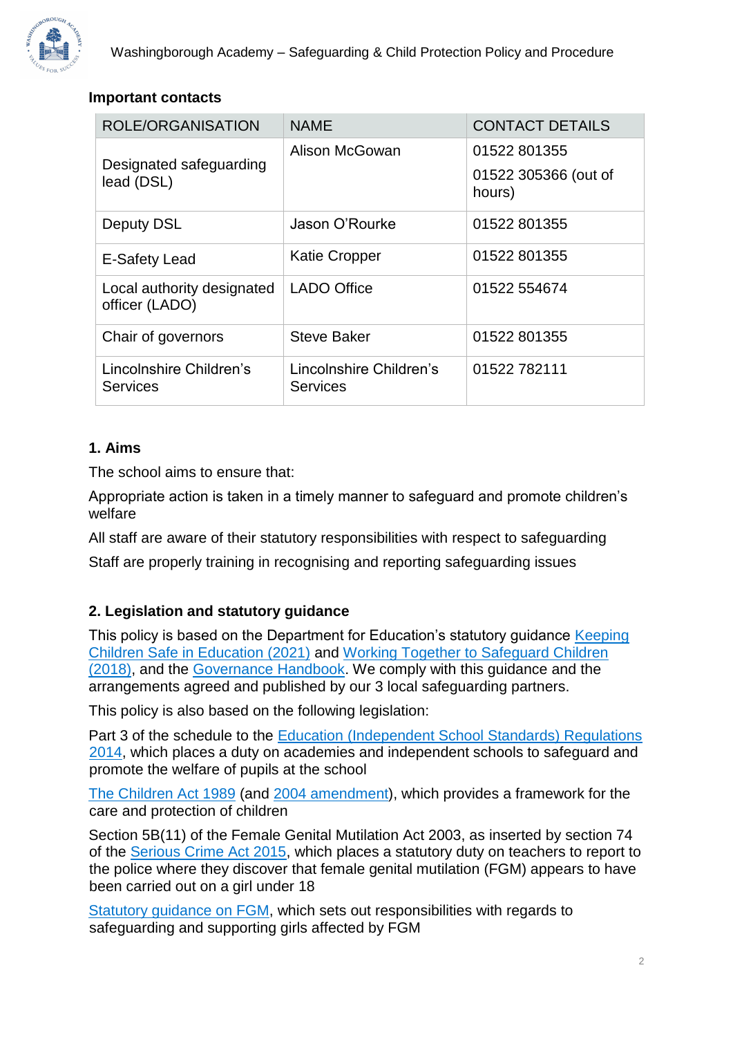**Important contacts**

| ROLE/ORGANISATION | NAME | CONTACT DETAILS |
| --- | --- | --- |
| Designated safeguarding lead (DSL) | Alison McGowan | 01522 801355<br>01522 305366 (out of hours) |
| Deputy DSL | Jason O'Rourke | 01522 801355 |
| E-Safety Lead | Katie Cropper | 01522 801355 |
| Local authority designated officer (LADO) | LADO Office | 01522 554674 |
| Chair of governors | Steve Baker | 01522 801355 |
| Lincolnshire Children's Services | Lincolnshire Children's Services | 01522 782111 |

## 1. Aims

The school aims to ensure that:

Appropriate action is taken in a timely manner to safeguard and promote children's welfare

All staff are aware of their statutory responsibilities with respect to safeguarding

Staff are properly training in recognising and reporting safeguarding issues

## 2. Legislation and statutory guidance

This policy is based on the Department for Education's statutory guidance Keeping Children Safe in Education (2021) and Working Together to Safeguard Children (2018), and the Governance Handbook. We comply with this guidance and the arrangements agreed and published by our 3 local safeguarding partners.

This policy is also based on the following legislation:

Part 3 of the schedule to the Education (Independent School Standards) Regulations 2014, which places a duty on academies and independent schools to safeguard and promote the welfare of pupils at the school

The Children Act 1989 (and 2004 amendment), which provides a framework for the care and protection of children

Section 5B(11) of the Female Genital Mutilation Act 2003, as inserted by section 74 of the Serious Crime Act 2015, which places a statutory duty on teachers to report to the police where they discover that female genital mutilation (FGM) appears to have been carried out on a girl under 18

Statutory guidance on FGM, which sets out responsibilities with regards to safeguarding and supporting girls affected by FGM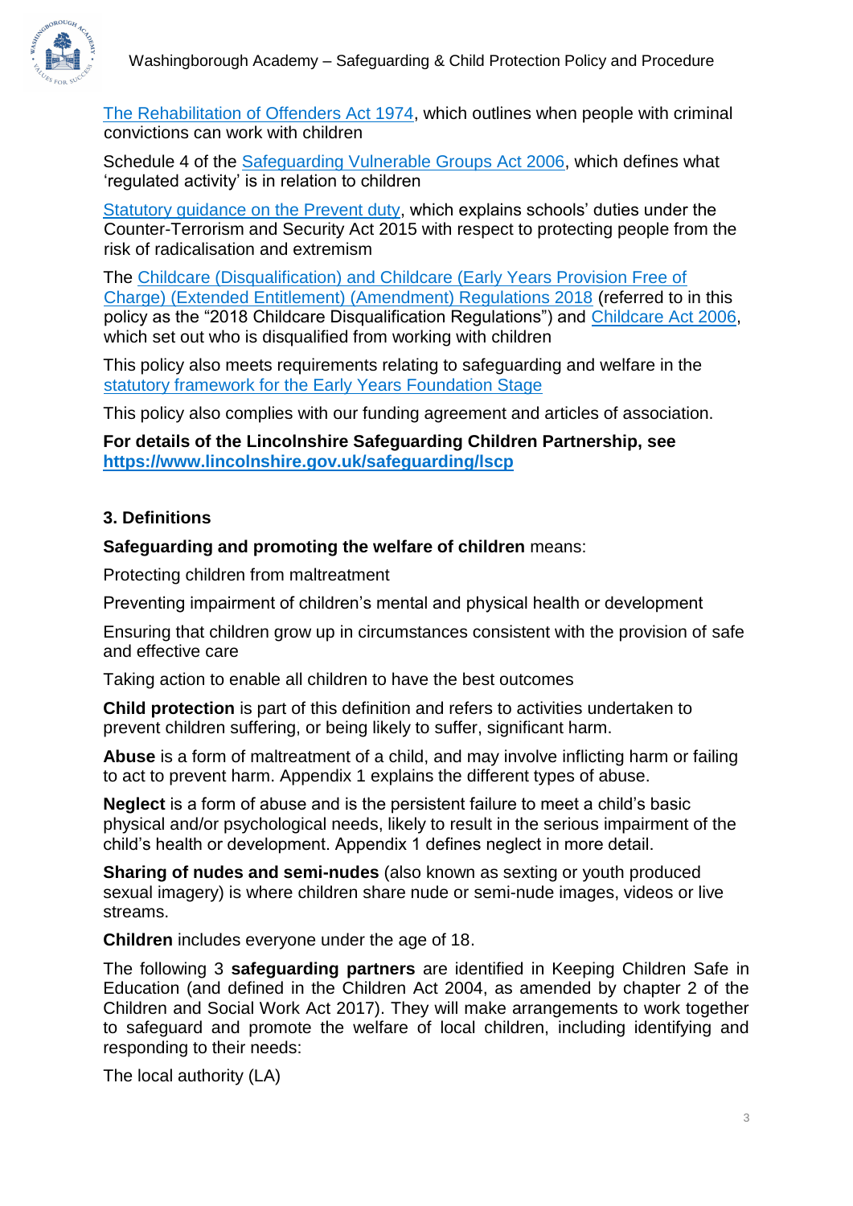[The Rehabilitation of Offenders Act 1974](#), which outlines when people with criminal convictions can work with children

Schedule 4 of the [Safeguarding Vulnerable Groups Act 2006](#), which defines what 'regulated activity' is in relation to children

[Statutory guidance on the Prevent duty](#), which explains schools' duties under the Counter-Terrorism and Security Act 2015 with respect to protecting people from the risk of radicalisation and extremism

The [Childcare (Disqualification) and Childcare (Early Years Provision Free of Charge) (Extended Entitlement) (Amendment) Regulations 2018](#) (referred to in this policy as the "2018 Childcare Disqualification Regulations") and [Childcare Act 2006](#), which set out who is disqualified from working with children

This policy also meets requirements relating to safeguarding and welfare in the [statutory framework for the Early Years Foundation Stage](#)

This policy also complies with our funding agreement and articles of association.

**For details of the Lincolnshire Safeguarding Children Partnership, see [https://www.lincolnshire.gov.uk/safeguarding/lscp](https://www.lincolnshire.gov.uk/safeguarding/lscp)**

## 3. Definitions

**Safeguarding and promoting the welfare of children** means:

Protecting children from maltreatment

Preventing impairment of children's mental and physical health or development

Ensuring that children grow up in circumstances consistent with the provision of safe and effective care

Taking action to enable all children to have the best outcomes

**Child protection** is part of this definition and refers to activities undertaken to prevent children suffering, or being likely to suffer, significant harm.

**Abuse** is a form of maltreatment of a child, and may involve inflicting harm or failing to act to prevent harm. Appendix 1 explains the different types of abuse.

**Neglect** is a form of abuse and is the persistent failure to meet a child's basic physical and/or psychological needs, likely to result in the serious impairment of the child's health or development. Appendix 1 defines neglect in more detail.

**Sharing of nudes and semi-nudes** (also known as sexting or youth produced sexual imagery) is where children share nude or semi-nude images, videos or live streams.

**Children** includes everyone under the age of 18.

The following 3 **safeguarding partners** are identified in Keeping Children Safe in Education (and defined in the Children Act 2004, as amended by chapter 2 of the Children and Social Work Act 2017). They will make arrangements to work together to safeguard and promote the welfare of local children, including identifying and responding to their needs:

The local authority (LA)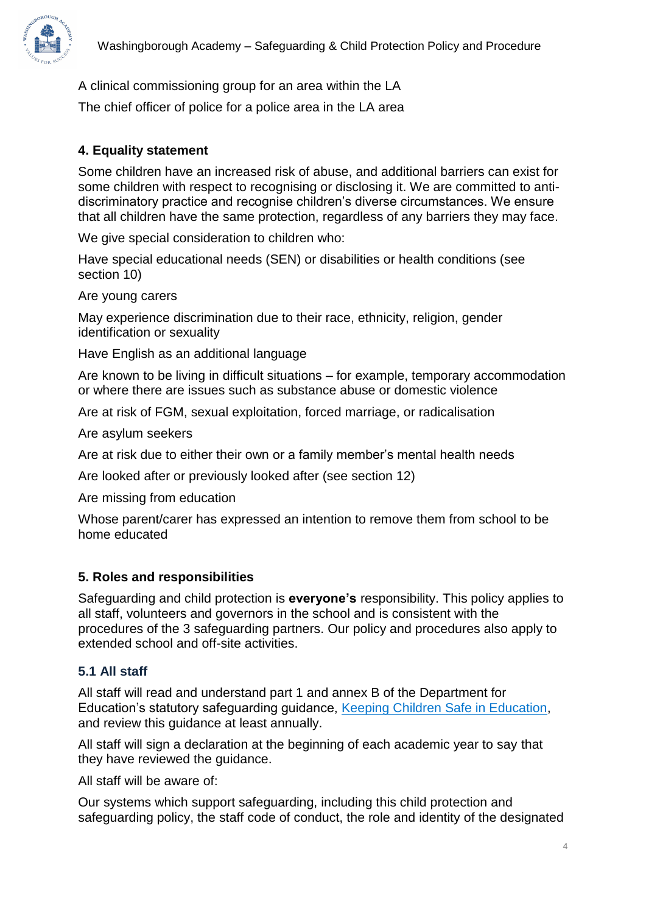A clinical commissioning group for an area within the LA

The chief officer of police for a police area in the LA area

## 4. Equality statement

Some children have an increased risk of abuse, and additional barriers can exist for some children with respect to recognising or disclosing it. We are committed to anti-discriminatory practice and recognise children's diverse circumstances. We ensure that all children have the same protection, regardless of any barriers they may face.

We give special consideration to children who:

Have special educational needs (SEN) or disabilities or health conditions (see section 10)

Are young carers

May experience discrimination due to their race, ethnicity, religion, gender identification or sexuality

Have English as an additional language

Are known to be living in difficult situations – for example, temporary accommodation or where there are issues such as substance abuse or domestic violence

Are at risk of FGM, sexual exploitation, forced marriage, or radicalisation

Are asylum seekers

Are at risk due to either their own or a family member's mental health needs

Are looked after or previously looked after (see section 12)

Are missing from education

Whose parent/carer has expressed an intention to remove them from school to be home educated

## 5. Roles and responsibilities

Safeguarding and child protection is **everyone's** responsibility. This policy applies to all staff, volunteers and governors in the school and is consistent with the procedures of the 3 safeguarding partners. Our policy and procedures also apply to extended school and off-site activities.

### 5.1 All staff

All staff will read and understand part 1 and annex B of the Department for Education's statutory safeguarding guidance, Keeping Children Safe in Education, and review this guidance at least annually.

All staff will sign a declaration at the beginning of each academic year to say that they have reviewed the guidance.

All staff will be aware of:

Our systems which support safeguarding, including this child protection and safeguarding policy, the staff code of conduct, the role and identity of the designated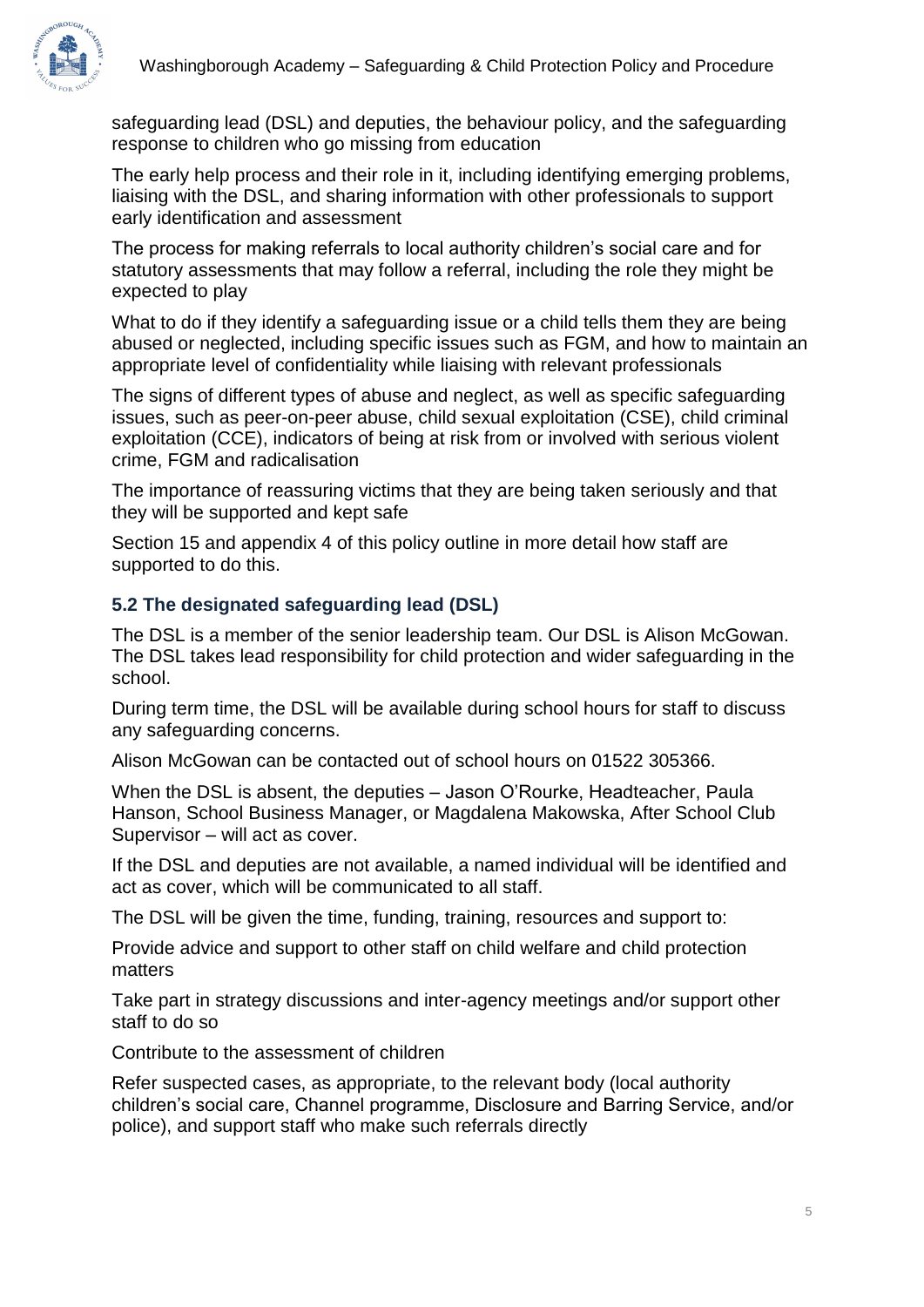safeguarding lead (DSL) and deputies, the behaviour policy, and the safeguarding response to children who go missing from education

The early help process and their role in it, including identifying emerging problems, liaising with the DSL, and sharing information with other professionals to support early identification and assessment

The process for making referrals to local authority children's social care and for statutory assessments that may follow a referral, including the role they might be expected to play

What to do if they identify a safeguarding issue or a child tells them they are being abused or neglected, including specific issues such as FGM, and how to maintain an appropriate level of confidentiality while liaising with relevant professionals

The signs of different types of abuse and neglect, as well as specific safeguarding issues, such as peer-on-peer abuse, child sexual exploitation (CSE), child criminal exploitation (CCE), indicators of being at risk from or involved with serious violent crime, FGM and radicalisation

The importance of reassuring victims that they are being taken seriously and that they will be supported and kept safe

Section 15 and appendix 4 of this policy outline in more detail how staff are supported to do this.

### 5.2 The designated safeguarding lead (DSL)

The DSL is a member of the senior leadership team. Our DSL is Alison McGowan. The DSL takes lead responsibility for child protection and wider safeguarding in the school.

During term time, the DSL will be available during school hours for staff to discuss any safeguarding concerns.

Alison McGowan can be contacted out of school hours on 01522 305366.

When the DSL is absent, the deputies – Jason O'Rourke, Headteacher, Paula Hanson, School Business Manager, or Magdalena Makowska, After School Club Supervisor – will act as cover.

If the DSL and deputies are not available, a named individual will be identified and act as cover, which will be communicated to all staff.

The DSL will be given the time, funding, training, resources and support to:

Provide advice and support to other staff on child welfare and child protection matters

Take part in strategy discussions and inter-agency meetings and/or support other staff to do so

Contribute to the assessment of children

Refer suspected cases, as appropriate, to the relevant body (local authority children's social care, Channel programme, Disclosure and Barring Service, and/or police), and support staff who make such referrals directly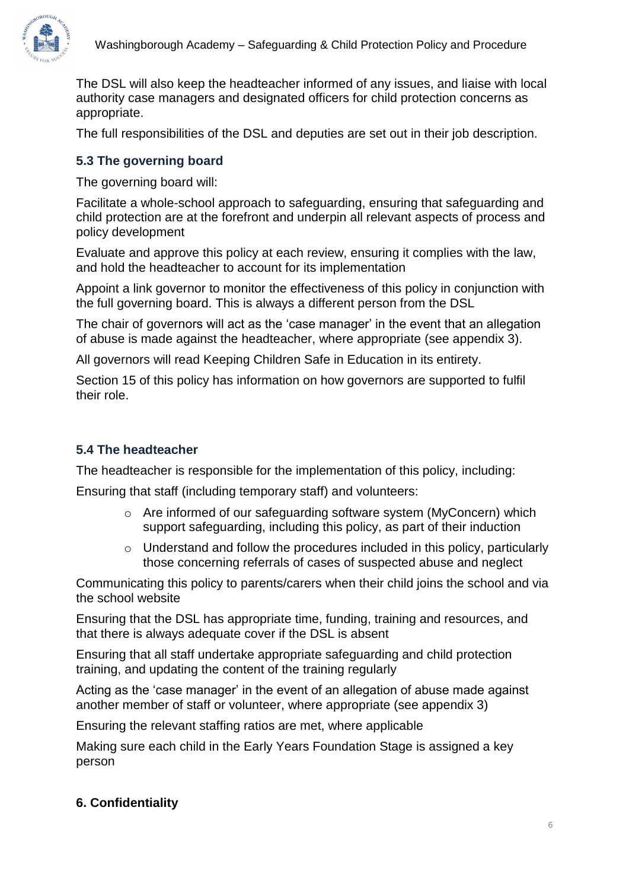The DSL will also keep the headteacher informed of any issues, and liaise with local authority case managers and designated officers for child protection concerns as appropriate.

The full responsibilities of the DSL and deputies are set out in their job description.

### 5.3 The governing board

The governing board will:

Facilitate a whole-school approach to safeguarding, ensuring that safeguarding and child protection are at the forefront and underpin all relevant aspects of process and policy development

Evaluate and approve this policy at each review, ensuring it complies with the law, and hold the headteacher to account for its implementation

Appoint a link governor to monitor the effectiveness of this policy in conjunction with the full governing board. This is always a different person from the DSL

The chair of governors will act as the 'case manager' in the event that an allegation of abuse is made against the headteacher, where appropriate (see appendix 3).

All governors will read Keeping Children Safe in Education in its entirety.

Section 15 of this policy has information on how governors are supported to fulfil their role.

### 5.4 The headteacher

The headteacher is responsible for the implementation of this policy, including:

Ensuring that staff (including temporary staff) and volunteers:

- Are informed of our safeguarding software system (MyConcern) which support safeguarding, including this policy, as part of their induction
- Understand and follow the procedures included in this policy, particularly those concerning referrals of cases of suspected abuse and neglect

Communicating this policy to parents/carers when their child joins the school and via the school website

Ensuring that the DSL has appropriate time, funding, training and resources, and that there is always adequate cover if the DSL is absent

Ensuring that all staff undertake appropriate safeguarding and child protection training, and updating the content of the training regularly

Acting as the 'case manager' in the event of an allegation of abuse made against another member of staff or volunteer, where appropriate (see appendix 3)

Ensuring the relevant staffing ratios are met, where applicable

Making sure each child in the Early Years Foundation Stage is assigned a key person

## 6. Confidentiality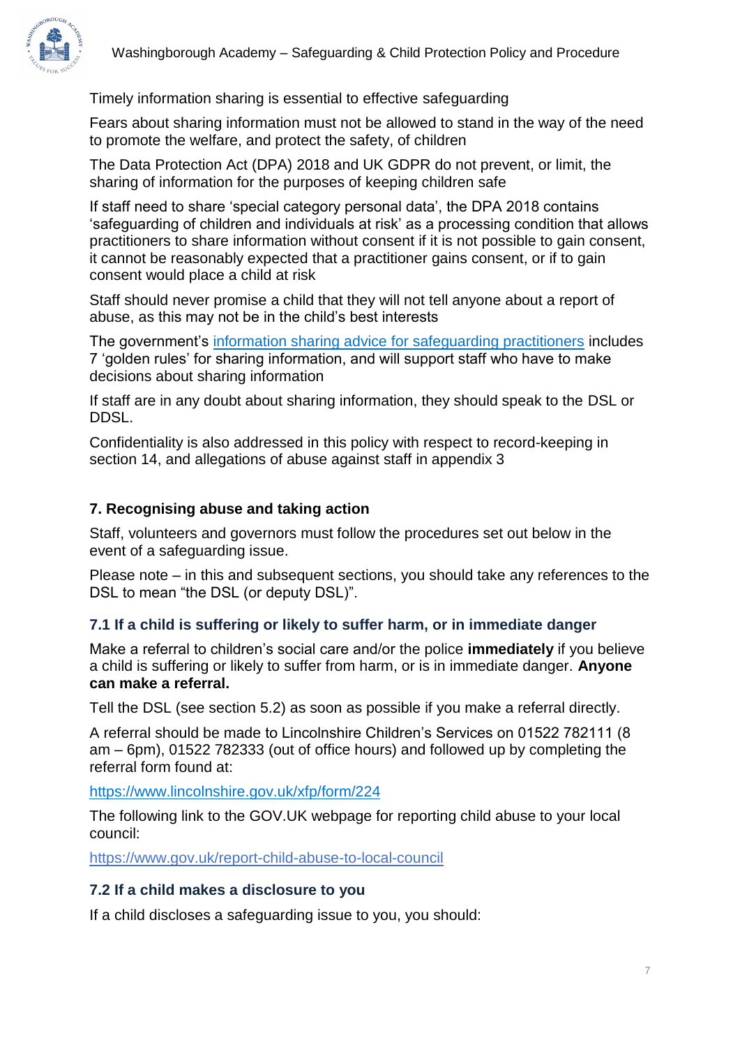Timely information sharing is essential to effective safeguarding

Fears about sharing information must not be allowed to stand in the way of the need to promote the welfare, and protect the safety, of children

The Data Protection Act (DPA) 2018 and UK GDPR do not prevent, or limit, the sharing of information for the purposes of keeping children safe

If staff need to share 'special category personal data', the DPA 2018 contains 'safeguarding of children and individuals at risk' as a processing condition that allows practitioners to share information without consent if it is not possible to gain consent, it cannot be reasonably expected that a practitioner gains consent, or if to gain consent would place a child at risk

Staff should never promise a child that they will not tell anyone about a report of abuse, as this may not be in the child's best interests

The government's information sharing advice for safeguarding practitioners includes 7 'golden rules' for sharing information, and will support staff who have to make decisions about sharing information

If staff are in any doubt about sharing information, they should speak to the DSL or DDSL.

Confidentiality is also addressed in this policy with respect to record-keeping in section 14, and allegations of abuse against staff in appendix 3

## 7. Recognising abuse and taking action

Staff, volunteers and governors must follow the procedures set out below in the event of a safeguarding issue.

Please note – in this and subsequent sections, you should take any references to the DSL to mean "the DSL (or deputy DSL)".

### 7.1 If a child is suffering or likely to suffer harm, or in immediate danger

Make a referral to children's social care and/or the police **immediately** if you believe a child is suffering or likely to suffer from harm, or is in immediate danger. **Anyone can make a referral.**

Tell the DSL (see section 5.2) as soon as possible if you make a referral directly.

A referral should be made to Lincolnshire Children's Services on 01522 782111 (8 am – 6pm), 01522 782333 (out of office hours) and followed up by completing the referral form found at:

https://www.lincolnshire.gov.uk/xfp/form/224

The following link to the GOV.UK webpage for reporting child abuse to your local council:

https://www.gov.uk/report-child-abuse-to-local-council

### 7.2 If a child makes a disclosure to you

If a child discloses a safeguarding issue to you, you should: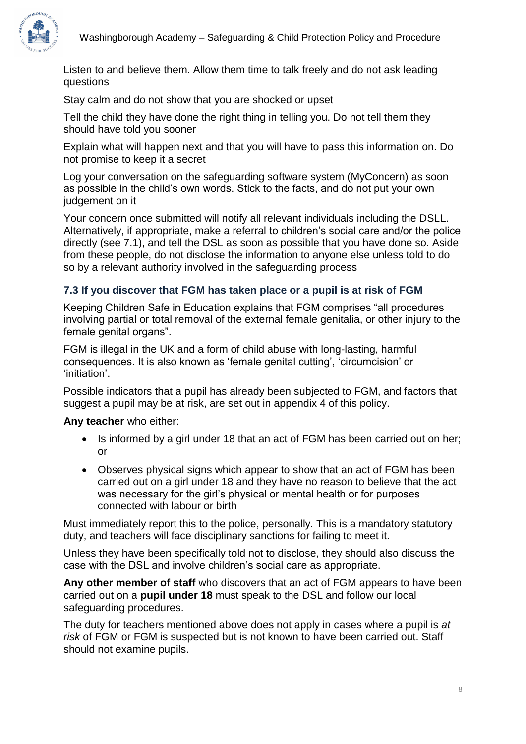Listen to and believe them. Allow them time to talk freely and do not ask leading questions

Stay calm and do not show that you are shocked or upset

Tell the child they have done the right thing in telling you. Do not tell them they should have told you sooner

Explain what will happen next and that you will have to pass this information on. Do not promise to keep it a secret

Log your conversation on the safeguarding software system (MyConcern) as soon as possible in the child's own words. Stick to the facts, and do not put your own judgement on it

Your concern once submitted will notify all relevant individuals including the DSLL. Alternatively, if appropriate, make a referral to children's social care and/or the police directly (see 7.1), and tell the DSL as soon as possible that you have done so. Aside from these people, do not disclose the information to anyone else unless told to do so by a relevant authority involved in the safeguarding process

### 7.3 If you discover that FGM has taken place or a pupil is at risk of FGM

Keeping Children Safe in Education explains that FGM comprises "all procedures involving partial or total removal of the external female genitalia, or other injury to the female genital organs".

FGM is illegal in the UK and a form of child abuse with long-lasting, harmful consequences. It is also known as 'female genital cutting', 'circumcision' or 'initiation'.

Possible indicators that a pupil has already been subjected to FGM, and factors that suggest a pupil may be at risk, are set out in appendix 4 of this policy.

**Any teacher** who either:

- Is informed by a girl under 18 that an act of FGM has been carried out on her; or
- Observes physical signs which appear to show that an act of FGM has been carried out on a girl under 18 and they have no reason to believe that the act was necessary for the girl's physical or mental health or for purposes connected with labour or birth

Must immediately report this to the police, personally. This is a mandatory statutory duty, and teachers will face disciplinary sanctions for failing to meet it.

Unless they have been specifically told not to disclose, they should also discuss the case with the DSL and involve children's social care as appropriate.

**Any other member of staff** who discovers that an act of FGM appears to have been carried out on a **pupil under 18** must speak to the DSL and follow our local safeguarding procedures.

The duty for teachers mentioned above does not apply in cases where a pupil is *at risk* of FGM or FGM is suspected but is not known to have been carried out. Staff should not examine pupils.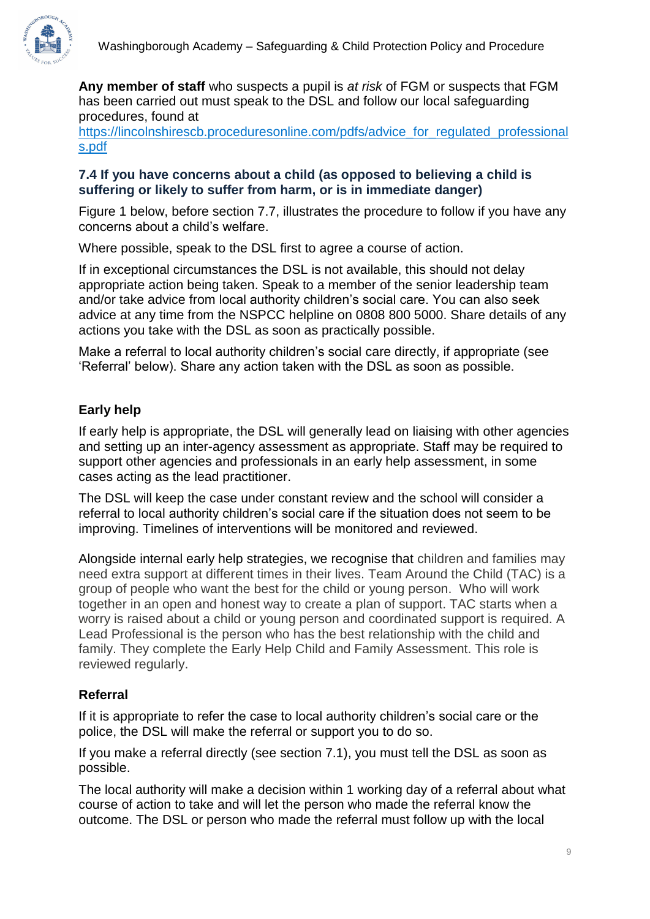**Any member of staff** who suspects a pupil is *at risk* of FGM or suspects that FGM has been carried out must speak to the DSL and follow our local safeguarding procedures, found at [https://lincolnshirescb.proceduresonline.com/pdfs/advice_for_regulated_professionals.pdf](https://lincolnshirescb.proceduresonline.com/pdfs/advice_for_regulated_professionals.pdf)

### 7.4 If you have concerns about a child (as opposed to believing a child is suffering or likely to suffer from harm, or is in immediate danger)

Figure 1 below, before section 7.7, illustrates the procedure to follow if you have any concerns about a child's welfare.

Where possible, speak to the DSL first to agree a course of action.

If in exceptional circumstances the DSL is not available, this should not delay appropriate action being taken. Speak to a member of the senior leadership team and/or take advice from local authority children's social care. You can also seek advice at any time from the NSPCC helpline on 0808 800 5000. Share details of any actions you take with the DSL as soon as practically possible.

Make a referral to local authority children's social care directly, if appropriate (see 'Referral' below). Share any action taken with the DSL as soon as possible.

#### Early help

If early help is appropriate, the DSL will generally lead on liaising with other agencies and setting up an inter-agency assessment as appropriate. Staff may be required to support other agencies and professionals in an early help assessment, in some cases acting as the lead practitioner.

The DSL will keep the case under constant review and the school will consider a referral to local authority children's social care if the situation does not seem to be improving. Timelines of interventions will be monitored and reviewed.

Alongside internal early help strategies, we recognise that children and families may need extra support at different times in their lives. Team Around the Child (TAC) is a group of people who want the best for the child or young person. Who will work together in an open and honest way to create a plan of support. TAC starts when a worry is raised about a child or young person and coordinated support is required. A Lead Professional is the person who has the best relationship with the child and family. They complete the Early Help Child and Family Assessment. This role is reviewed regularly.

#### Referral

If it is appropriate to refer the case to local authority children's social care or the police, the DSL will make the referral or support you to do so.

If you make a referral directly (see section 7.1), you must tell the DSL as soon as possible.

The local authority will make a decision within 1 working day of a referral about what course of action to take and will let the person who made the referral know the outcome. The DSL or person who made the referral must follow up with the local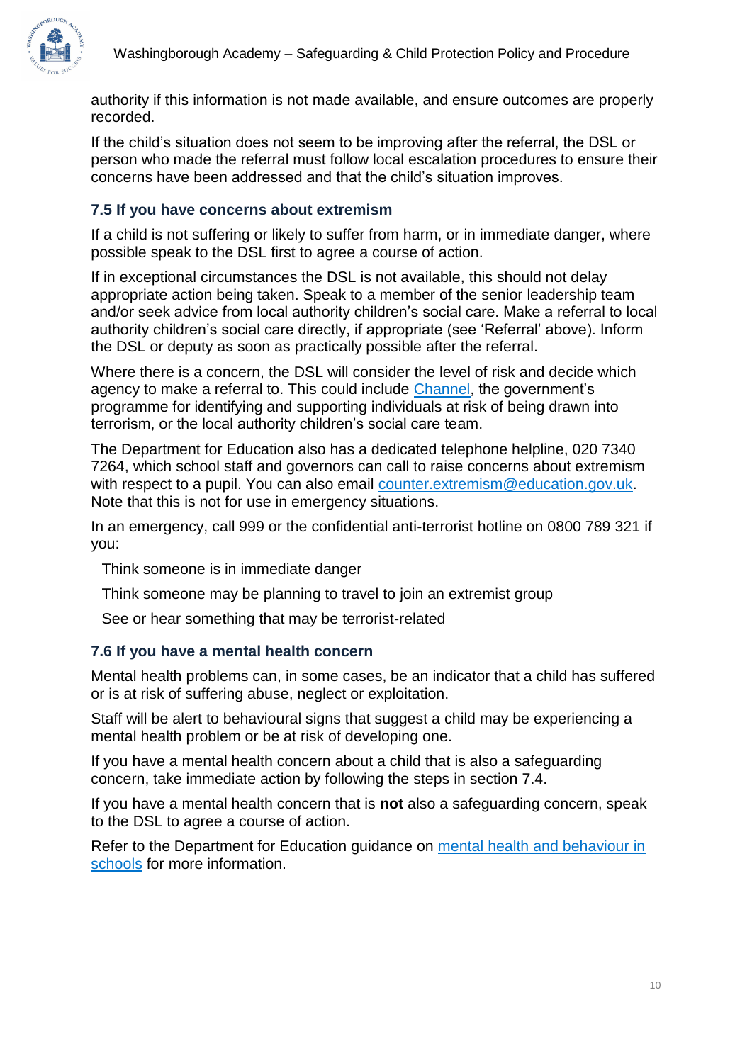authority if this information is not made available, and ensure outcomes are properly recorded.

If the child's situation does not seem to be improving after the referral, the DSL or person who made the referral must follow local escalation procedures to ensure their concerns have been addressed and that the child's situation improves.

### 7.5 If you have concerns about extremism

If a child is not suffering or likely to suffer from harm, or in immediate danger, where possible speak to the DSL first to agree a course of action.

If in exceptional circumstances the DSL is not available, this should not delay appropriate action being taken. Speak to a member of the senior leadership team and/or seek advice from local authority children's social care. Make a referral to local authority children's social care directly, if appropriate (see 'Referral' above). Inform the DSL or deputy as soon as practically possible after the referral.

Where there is a concern, the DSL will consider the level of risk and decide which agency to make a referral to. This could include [Channel](), the government's programme for identifying and supporting individuals at risk of being drawn into terrorism, or the local authority children's social care team.

The Department for Education also has a dedicated telephone helpline, 020 7340 7264, which school staff and governors can call to raise concerns about extremism with respect to a pupil. You can also email [counter.extremism@education.gov.uk](mailto:counter.extremism@education.gov.uk). Note that this is not for use in emergency situations.

In an emergency, call 999 or the confidential anti-terrorist hotline on 0800 789 321 if you:

- Think someone is in immediate danger
- Think someone may be planning to travel to join an extremist group
- See or hear something that may be terrorist-related

### 7.6 If you have a mental health concern

Mental health problems can, in some cases, be an indicator that a child has suffered or is at risk of suffering abuse, neglect or exploitation.

Staff will be alert to behavioural signs that suggest a child may be experiencing a mental health problem or be at risk of developing one.

If you have a mental health concern about a child that is also a safeguarding concern, take immediate action by following the steps in section 7.4.

If you have a mental health concern that is **not** also a safeguarding concern, speak to the DSL to agree a course of action.

Refer to the Department for Education guidance on [mental health and behaviour in schools]() for more information.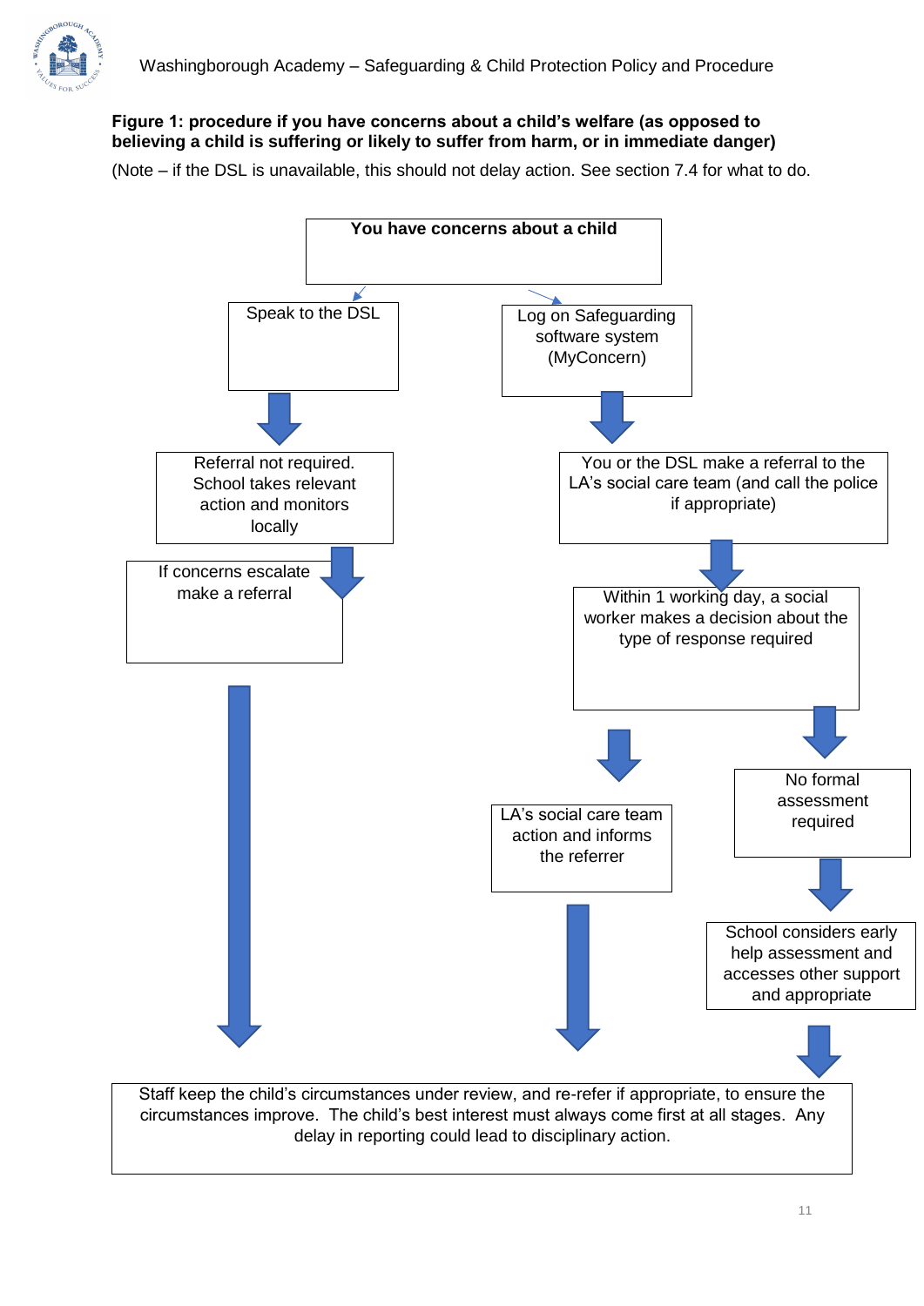**Figure 1: procedure if you have concerns about a child's welfare (as opposed to believing a child is suffering or likely to suffer from harm, or in immediate danger)**

(Note – if the DSL is unavailable, this should not delay action. See section 7.4 for what to do.

**You have concerns about a child**

Speak to the DSL

Log on Safeguarding software system (MyConcern)

Referral not required. School takes relevant action and monitors locally

You or the DSL make a referral to the LA's social care team (and call the police if appropriate)

If concerns escalate make a referral

Within 1 working day, a social worker makes a decision about the type of response required

LA's social care team action and informs the referrer

No formal assessment required

School considers early help assessment and accesses other support and appropriate

Staff keep the child's circumstances under review, and re-refer if appropriate, to ensure the circumstances improve. The child's best interest must always come first at all stages. Any delay in reporting could lead to disciplinary action.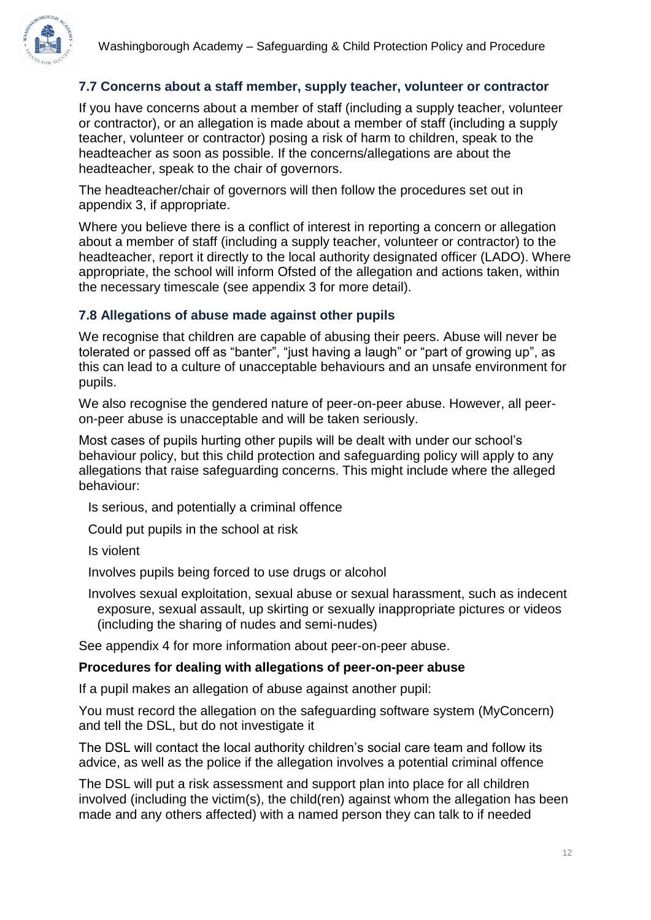### 7.7 Concerns about a staff member, supply teacher, volunteer or contractor

If you have concerns about a member of staff (including a supply teacher, volunteer or contractor), or an allegation is made about a member of staff (including a supply teacher, volunteer or contractor) posing a risk of harm to children, speak to the headteacher as soon as possible. If the concerns/allegations are about the headteacher, speak to the chair of governors.

The headteacher/chair of governors will then follow the procedures set out in appendix 3, if appropriate.

Where you believe there is a conflict of interest in reporting a concern or allegation about a member of staff (including a supply teacher, volunteer or contractor) to the headteacher, report it directly to the local authority designated officer (LADO). Where appropriate, the school will inform Ofsted of the allegation and actions taken, within the necessary timescale (see appendix 3 for more detail).

### 7.8 Allegations of abuse made against other pupils

We recognise that children are capable of abusing their peers. Abuse will never be tolerated or passed off as "banter", "just having a laugh" or "part of growing up", as this can lead to a culture of unacceptable behaviours and an unsafe environment for pupils.

We also recognise the gendered nature of peer-on-peer abuse. However, all peer-on-peer abuse is unacceptable and will be taken seriously.

Most cases of pupils hurting other pupils will be dealt with under our school's behaviour policy, but this child protection and safeguarding policy will apply to any allegations that raise safeguarding concerns. This might include where the alleged behaviour:

- Is serious, and potentially a criminal offence
- Could put pupils in the school at risk
- Is violent
- Involves pupils being forced to use drugs or alcohol
- Involves sexual exploitation, sexual abuse or sexual harassment, such as indecent exposure, sexual assault, up skirting or sexually inappropriate pictures or videos (including the sharing of nudes and semi-nudes)

See appendix 4 for more information about peer-on-peer abuse.

**Procedures for dealing with allegations of peer-on-peer abuse**

If a pupil makes an allegation of abuse against another pupil:

- You must record the allegation on the safeguarding software system (MyConcern) and tell the DSL, but do not investigate it
- The DSL will contact the local authority children's social care team and follow its advice, as well as the police if the allegation involves a potential criminal offence
- The DSL will put a risk assessment and support plan into place for all children involved (including the victim(s), the child(ren) against whom the allegation has been made and any others affected) with a named person they can talk to if needed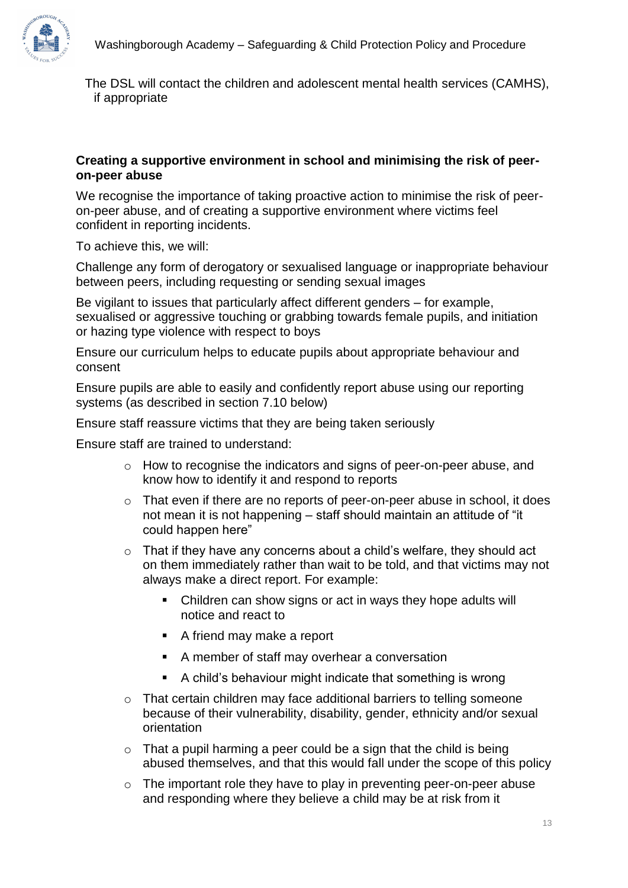The DSL will contact the children and adolescent mental health services (CAMHS), if appropriate

**Creating a supportive environment in school and minimising the risk of peer-on-peer abuse**

We recognise the importance of taking proactive action to minimise the risk of peer-on-peer abuse, and of creating a supportive environment where victims feel confident in reporting incidents.

To achieve this, we will:

Challenge any form of derogatory or sexualised language or inappropriate behaviour between peers, including requesting or sending sexual images

Be vigilant to issues that particularly affect different genders – for example, sexualised or aggressive touching or grabbing towards female pupils, and initiation or hazing type violence with respect to boys

Ensure our curriculum helps to educate pupils about appropriate behaviour and consent

Ensure pupils are able to easily and confidently report abuse using our reporting systems (as described in section 7.10 below)

Ensure staff reassure victims that they are being taken seriously

Ensure staff are trained to understand:

- How to recognise the indicators and signs of peer-on-peer abuse, and know how to identify it and respond to reports
- That even if there are no reports of peer-on-peer abuse in school, it does not mean it is not happening – staff should maintain an attitude of "it could happen here"
- That if they have any concerns about a child's welfare, they should act on them immediately rather than wait to be told, and that victims may not always make a direct report. For example:
  - Children can show signs or act in ways they hope adults will notice and react to
  - A friend may make a report
  - A member of staff may overhear a conversation
  - A child's behaviour might indicate that something is wrong
- That certain children may face additional barriers to telling someone because of their vulnerability, disability, gender, ethnicity and/or sexual orientation
- That a pupil harming a peer could be a sign that the child is being abused themselves, and that this would fall under the scope of this policy
- The important role they have to play in preventing peer-on-peer abuse and responding where they believe a child may be at risk from it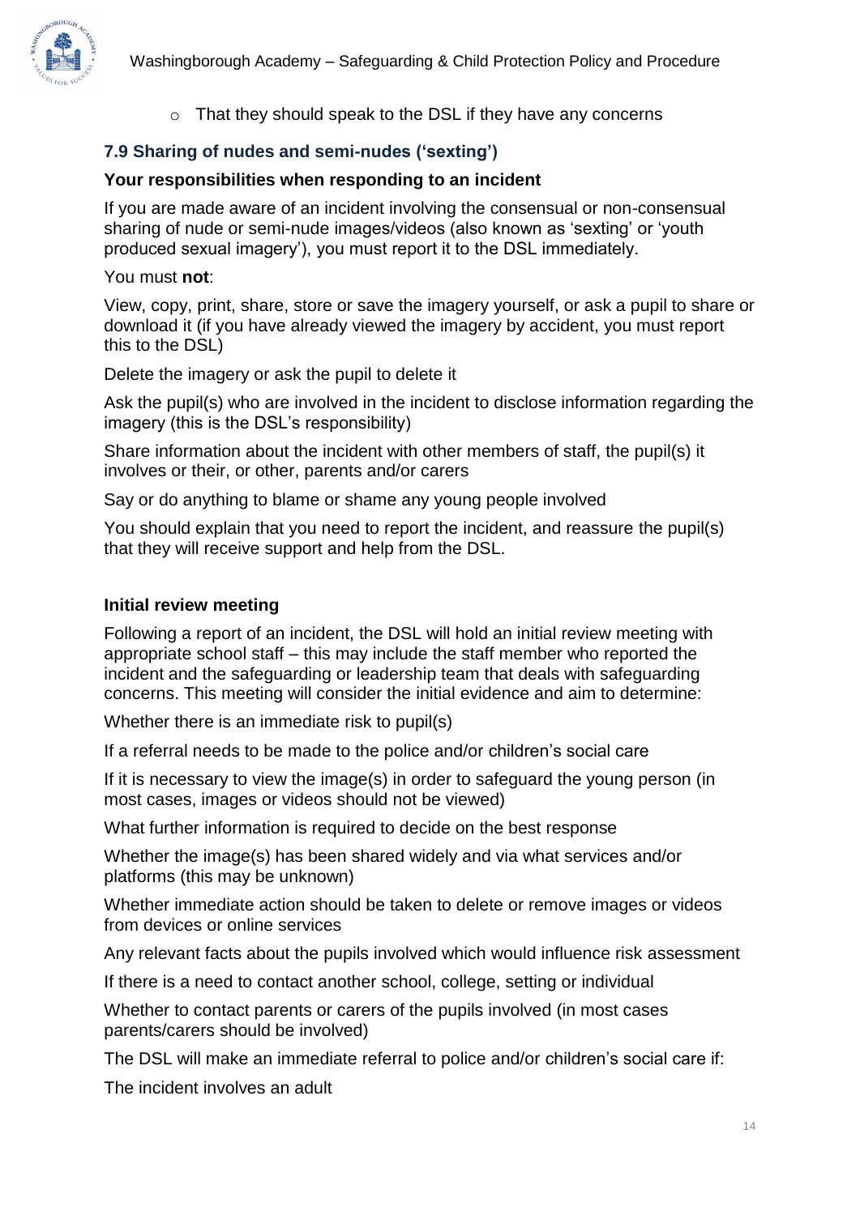- That they should speak to the DSL if they have any concerns

### 7.9 Sharing of nudes and semi-nudes ('sexting')

**Your responsibilities when responding to an incident**

If you are made aware of an incident involving the consensual or non-consensual sharing of nude or semi-nude images/videos (also known as 'sexting' or 'youth produced sexual imagery'), you must report it to the DSL immediately.

You must **not**:

View, copy, print, share, store or save the imagery yourself, or ask a pupil to share or download it (if you have already viewed the imagery by accident, you must report this to the DSL)

Delete the imagery or ask the pupil to delete it

Ask the pupil(s) who are involved in the incident to disclose information regarding the imagery (this is the DSL's responsibility)

Share information about the incident with other members of staff, the pupil(s) it involves or their, or other, parents and/or carers

Say or do anything to blame or shame any young people involved

You should explain that you need to report the incident, and reassure the pupil(s) that they will receive support and help from the DSL.

**Initial review meeting**

Following a report of an incident, the DSL will hold an initial review meeting with appropriate school staff – this may include the staff member who reported the incident and the safeguarding or leadership team that deals with safeguarding concerns. This meeting will consider the initial evidence and aim to determine:

Whether there is an immediate risk to pupil(s)

If a referral needs to be made to the police and/or children's social care

If it is necessary to view the image(s) in order to safeguard the young person (in most cases, images or videos should not be viewed)

What further information is required to decide on the best response

Whether the image(s) has been shared widely and via what services and/or platforms (this may be unknown)

Whether immediate action should be taken to delete or remove images or videos from devices or online services

Any relevant facts about the pupils involved which would influence risk assessment

If there is a need to contact another school, college, setting or individual

Whether to contact parents or carers of the pupils involved (in most cases parents/carers should be involved)

The DSL will make an immediate referral to police and/or children's social care if:

The incident involves an adult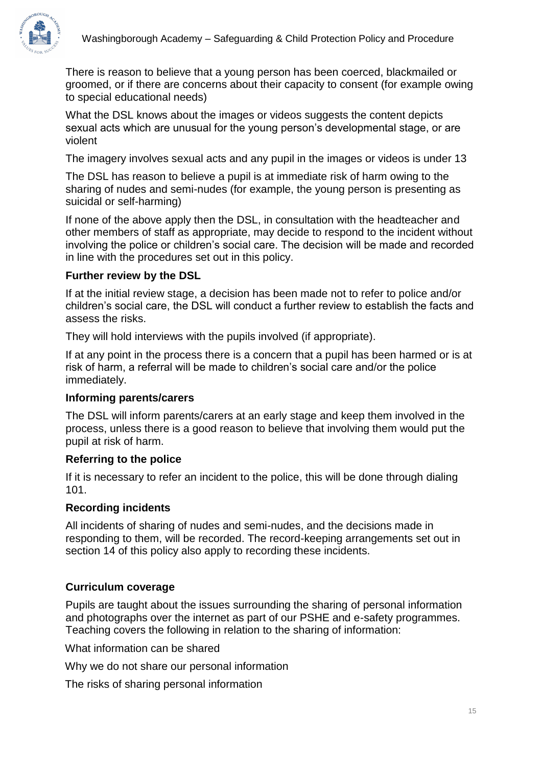There is reason to believe that a young person has been coerced, blackmailed or groomed, or if there are concerns about their capacity to consent (for example owing to special educational needs)

What the DSL knows about the images or videos suggests the content depicts sexual acts which are unusual for the young person's developmental stage, or are violent

The imagery involves sexual acts and any pupil in the images or videos is under 13

The DSL has reason to believe a pupil is at immediate risk of harm owing to the sharing of nudes and semi-nudes (for example, the young person is presenting as suicidal or self-harming)

If none of the above apply then the DSL, in consultation with the headteacher and other members of staff as appropriate, may decide to respond to the incident without involving the police or children's social care. The decision will be made and recorded in line with the procedures set out in this policy.

**Further review by the DSL**

If at the initial review stage, a decision has been made not to refer to police and/or children's social care, the DSL will conduct a further review to establish the facts and assess the risks.

They will hold interviews with the pupils involved (if appropriate).

If at any point in the process there is a concern that a pupil has been harmed or is at risk of harm, a referral will be made to children's social care and/or the police immediately.

**Informing parents/carers**

The DSL will inform parents/carers at an early stage and keep them involved in the process, unless there is a good reason to believe that involving them would put the pupil at risk of harm.

**Referring to the police**

If it is necessary to refer an incident to the police, this will be done through dialing 101.

**Recording incidents**

All incidents of sharing of nudes and semi-nudes, and the decisions made in responding to them, will be recorded. The record-keeping arrangements set out in section 14 of this policy also apply to recording these incidents.

**Curriculum coverage**

Pupils are taught about the issues surrounding the sharing of personal information and photographs over the internet as part of our PSHE and e-safety programmes. Teaching covers the following in relation to the sharing of information:

What information can be shared

Why we do not share our personal information

The risks of sharing personal information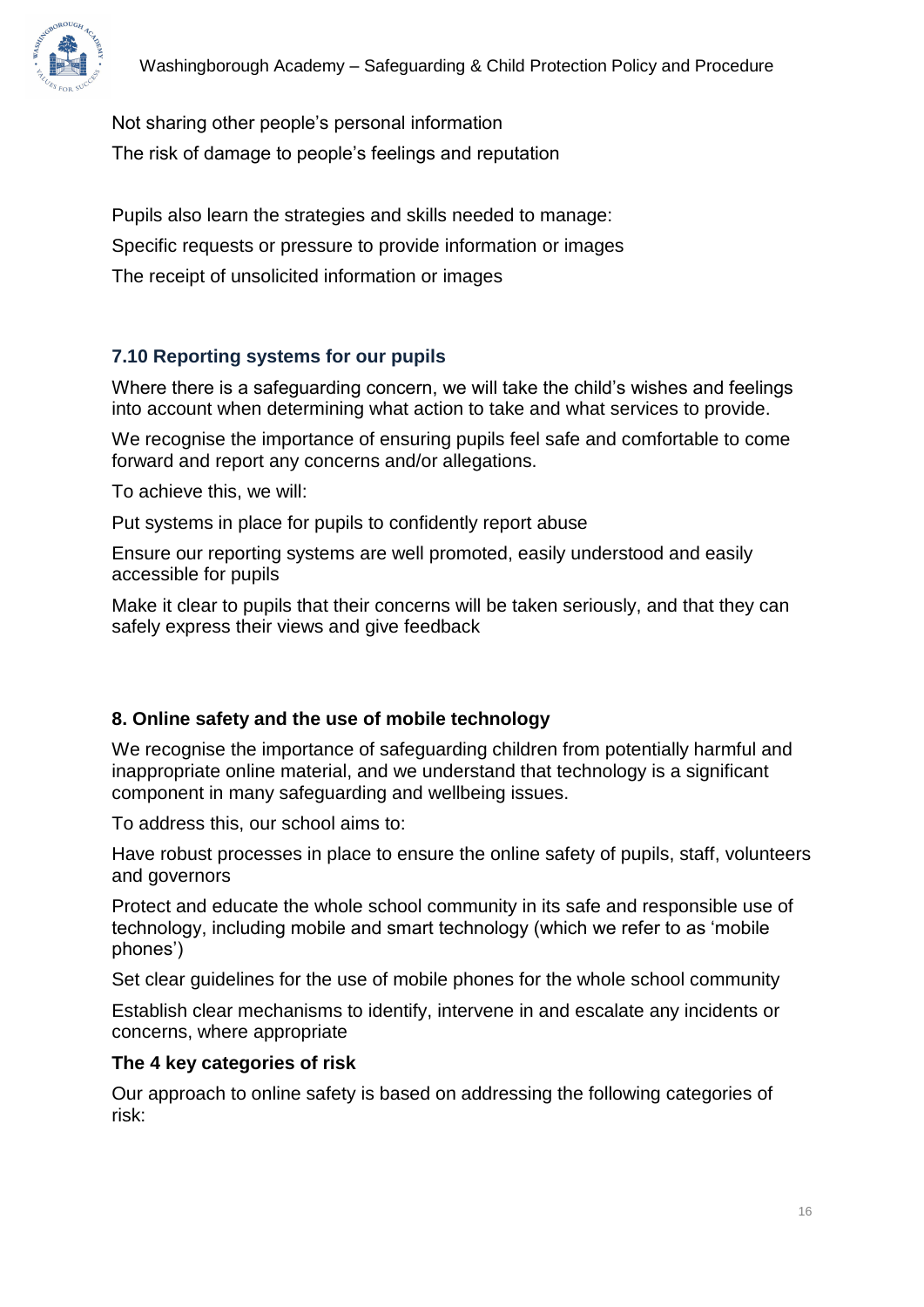Not sharing other people's personal information

The risk of damage to people's feelings and reputation

Pupils also learn the strategies and skills needed to manage:

Specific requests or pressure to provide information or images

The receipt of unsolicited information or images

### 7.10 Reporting systems for our pupils

Where there is a safeguarding concern, we will take the child's wishes and feelings into account when determining what action to take and what services to provide.

We recognise the importance of ensuring pupils feel safe and comfortable to come forward and report any concerns and/or allegations.

To achieve this, we will:

Put systems in place for pupils to confidently report abuse

Ensure our reporting systems are well promoted, easily understood and easily accessible for pupils

Make it clear to pupils that their concerns will be taken seriously, and that they can safely express their views and give feedback

## 8. Online safety and the use of mobile technology

We recognise the importance of safeguarding children from potentially harmful and inappropriate online material, and we understand that technology is a significant component in many safeguarding and wellbeing issues.

To address this, our school aims to:

Have robust processes in place to ensure the online safety of pupils, staff, volunteers and governors

Protect and educate the whole school community in its safe and responsible use of technology, including mobile and smart technology (which we refer to as 'mobile phones')

Set clear guidelines for the use of mobile phones for the whole school community

Establish clear mechanisms to identify, intervene in and escalate any incidents or concerns, where appropriate

### The 4 key categories of risk

Our approach to online safety is based on addressing the following categories of risk: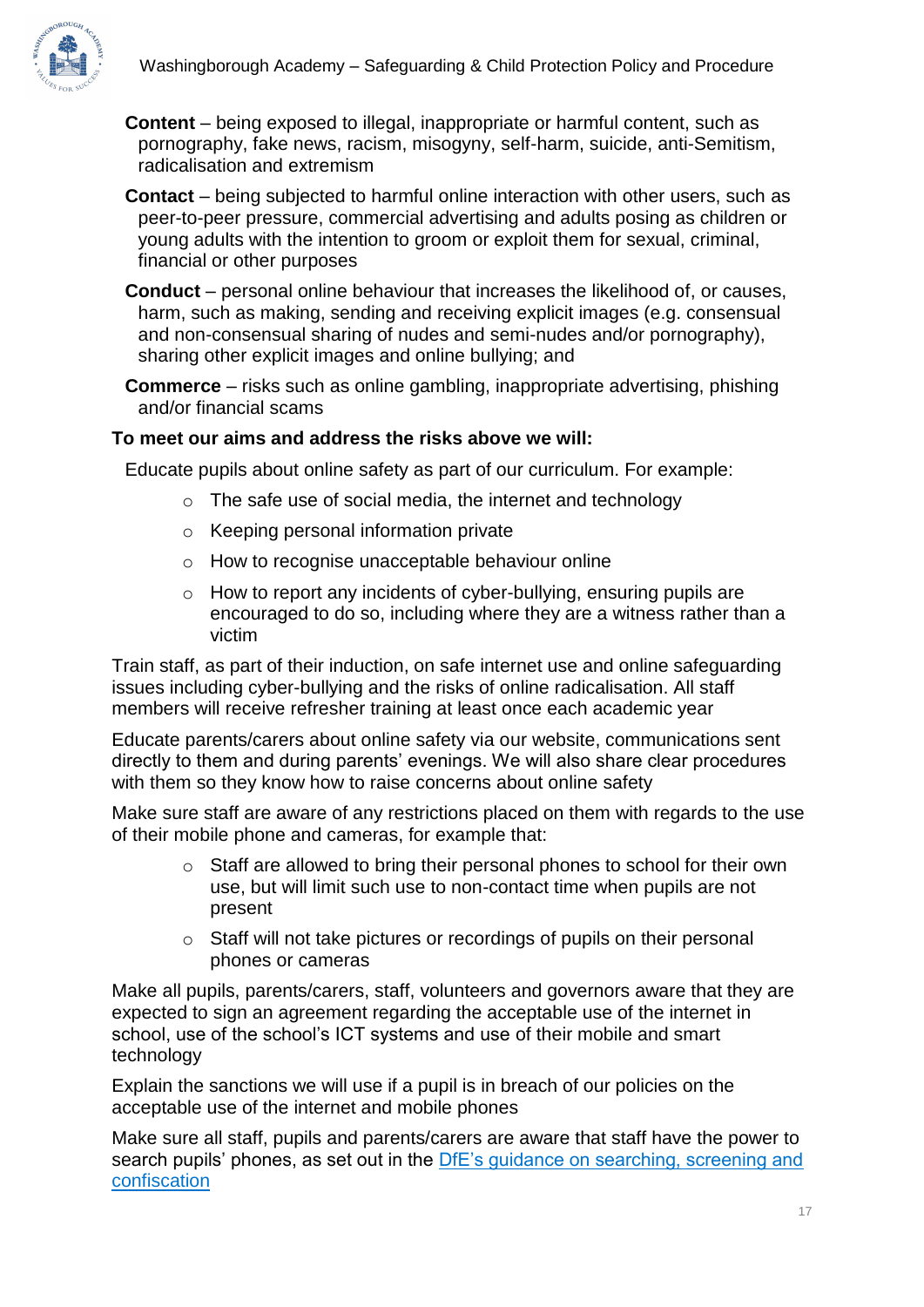- **Content** – being exposed to illegal, inappropriate or harmful content, such as pornography, fake news, racism, misogyny, self-harm, suicide, anti-Semitism, radicalisation and extremism
- **Contact** – being subjected to harmful online interaction with other users, such as peer-to-peer pressure, commercial advertising and adults posing as children or young adults with the intention to groom or exploit them for sexual, criminal, financial or other purposes
- **Conduct** – personal online behaviour that increases the likelihood of, or causes, harm, such as making, sending and receiving explicit images (e.g. consensual and non-consensual sharing of nudes and semi-nudes and/or pornography), sharing other explicit images and online bullying; and
- **Commerce** – risks such as online gambling, inappropriate advertising, phishing and/or financial scams

**To meet our aims and address the risks above we will:**

Educate pupils about online safety as part of our curriculum. For example:

- The safe use of social media, the internet and technology
- Keeping personal information private
- How to recognise unacceptable behaviour online
- How to report any incidents of cyber-bullying, ensuring pupils are encouraged to do so, including where they are a witness rather than a victim

Train staff, as part of their induction, on safe internet use and online safeguarding issues including cyber-bullying and the risks of online radicalisation. All staff members will receive refresher training at least once each academic year

Educate parents/carers about online safety via our website, communications sent directly to them and during parents' evenings. We will also share clear procedures with them so they know how to raise concerns about online safety

Make sure staff are aware of any restrictions placed on them with regards to the use of their mobile phone and cameras, for example that:

- Staff are allowed to bring their personal phones to school for their own use, but will limit such use to non-contact time when pupils are not present
- Staff will not take pictures or recordings of pupils on their personal phones or cameras

Make all pupils, parents/carers, staff, volunteers and governors aware that they are expected to sign an agreement regarding the acceptable use of the internet in school, use of the school's ICT systems and use of their mobile and smart technology

Explain the sanctions we will use if a pupil is in breach of our policies on the acceptable use of the internet and mobile phones

Make sure all staff, pupils and parents/carers are aware that staff have the power to search pupils' phones, as set out in the DfE's guidance on searching, screening and confiscation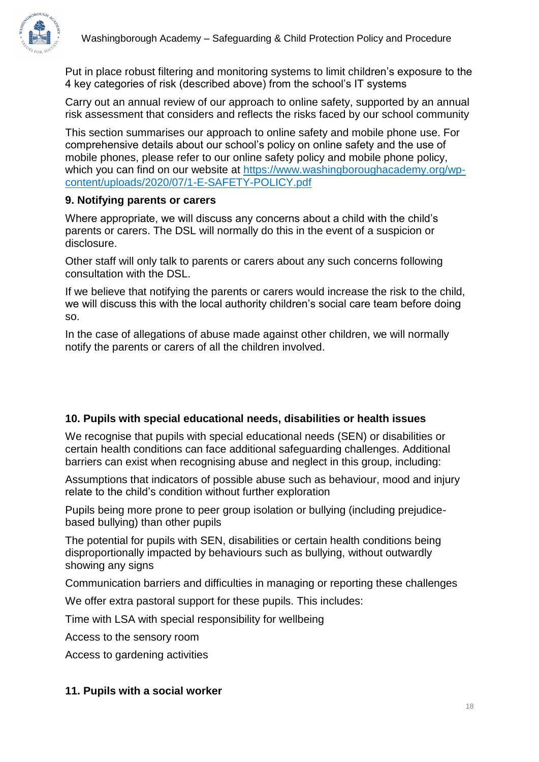Put in place robust filtering and monitoring systems to limit children's exposure to the 4 key categories of risk (described above) from the school's IT systems

Carry out an annual review of our approach to online safety, supported by an annual risk assessment that considers and reflects the risks faced by our school community

This section summarises our approach to online safety and mobile phone use. For comprehensive details about our school's policy on online safety and the use of mobile phones, please refer to our online safety policy and mobile phone policy, which you can find on our website at [https://www.washingboroughacademy.org/wp-content/uploads/2020/07/1-E-SAFETY-POLICY.pdf](https://www.washingboroughacademy.org/wp-content/uploads/2020/07/1-E-SAFETY-POLICY.pdf)

### 9. Notifying parents or carers

Where appropriate, we will discuss any concerns about a child with the child's parents or carers. The DSL will normally do this in the event of a suspicion or disclosure.

Other staff will only talk to parents or carers about any such concerns following consultation with the DSL.

If we believe that notifying the parents or carers would increase the risk to the child, we will discuss this with the local authority children's social care team before doing so.

In the case of allegations of abuse made against other children, we will normally notify the parents or carers of all the children involved.

### 10. Pupils with special educational needs, disabilities or health issues

We recognise that pupils with special educational needs (SEN) or disabilities or certain health conditions can face additional safeguarding challenges. Additional barriers can exist when recognising abuse and neglect in this group, including:

Assumptions that indicators of possible abuse such as behaviour, mood and injury relate to the child's condition without further exploration

Pupils being more prone to peer group isolation or bullying (including prejudice-based bullying) than other pupils

The potential for pupils with SEN, disabilities or certain health conditions being disproportionally impacted by behaviours such as bullying, without outwardly showing any signs

Communication barriers and difficulties in managing or reporting these challenges

We offer extra pastoral support for these pupils. This includes:

Time with LSA with special responsibility for wellbeing

Access to the sensory room

Access to gardening activities

### 11. Pupils with a social worker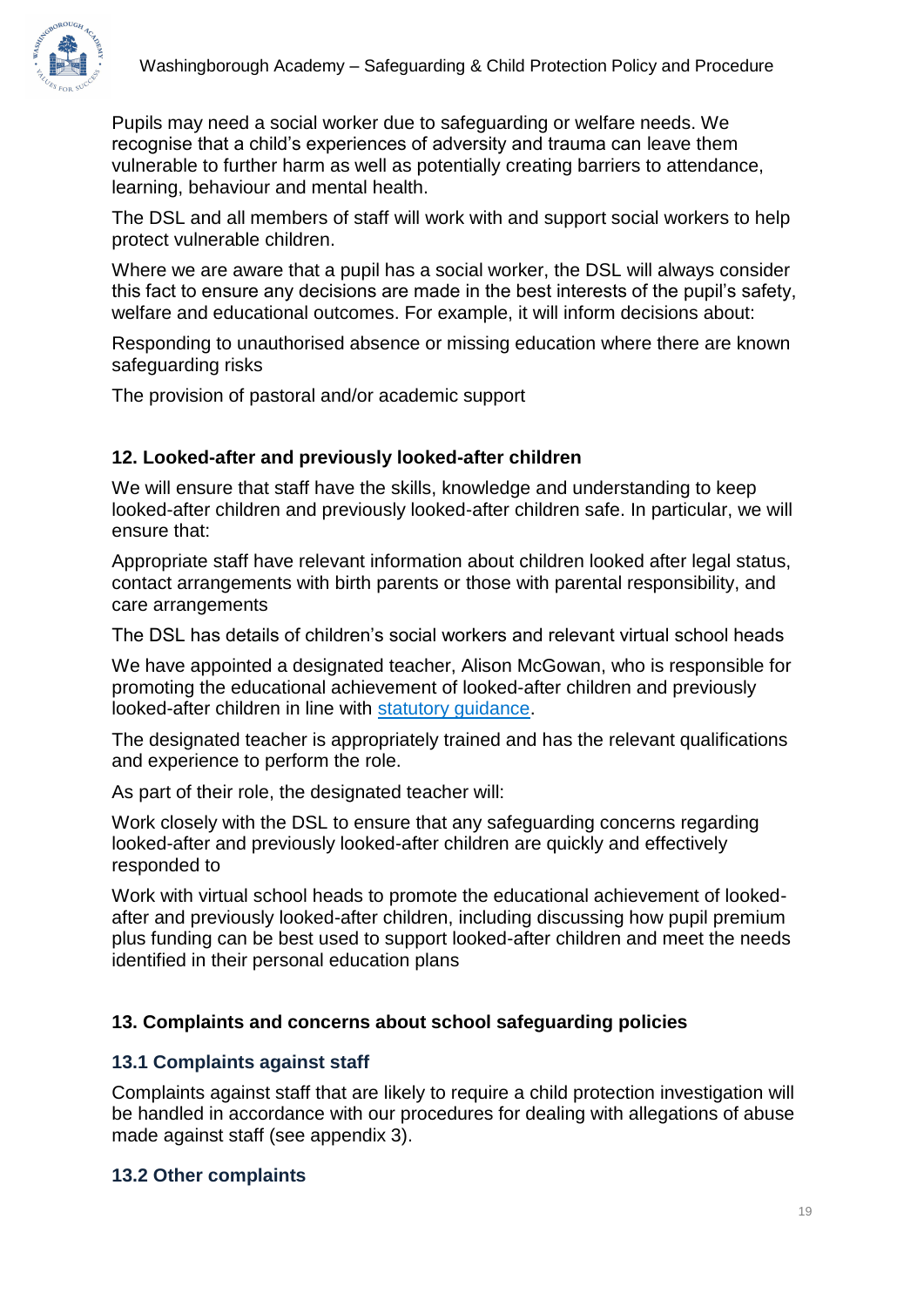Pupils may need a social worker due to safeguarding or welfare needs. We recognise that a child's experiences of adversity and trauma can leave them vulnerable to further harm as well as potentially creating barriers to attendance, learning, behaviour and mental health.

The DSL and all members of staff will work with and support social workers to help protect vulnerable children.

Where we are aware that a pupil has a social worker, the DSL will always consider this fact to ensure any decisions are made in the best interests of the pupil's safety, welfare and educational outcomes. For example, it will inform decisions about:

Responding to unauthorised absence or missing education where there are known safeguarding risks

The provision of pastoral and/or academic support

### 12. Looked-after and previously looked-after children

We will ensure that staff have the skills, knowledge and understanding to keep looked-after children and previously looked-after children safe. In particular, we will ensure that:

Appropriate staff have relevant information about children looked after legal status, contact arrangements with birth parents or those with parental responsibility, and care arrangements

The DSL has details of children's social workers and relevant virtual school heads

We have appointed a designated teacher, Alison McGowan, who is responsible for promoting the educational achievement of looked-after children and previously looked-after children in line with statutory guidance.

The designated teacher is appropriately trained and has the relevant qualifications and experience to perform the role.

As part of their role, the designated teacher will:

Work closely with the DSL to ensure that any safeguarding concerns regarding looked-after and previously looked-after children are quickly and effectively responded to

Work with virtual school heads to promote the educational achievement of looked-after and previously looked-after children, including discussing how pupil premium plus funding can be best used to support looked-after children and meet the needs identified in their personal education plans

### 13. Complaints and concerns about school safeguarding policies

#### 13.1 Complaints against staff

Complaints against staff that are likely to require a child protection investigation will be handled in accordance with our procedures for dealing with allegations of abuse made against staff (see appendix 3).

#### 13.2 Other complaints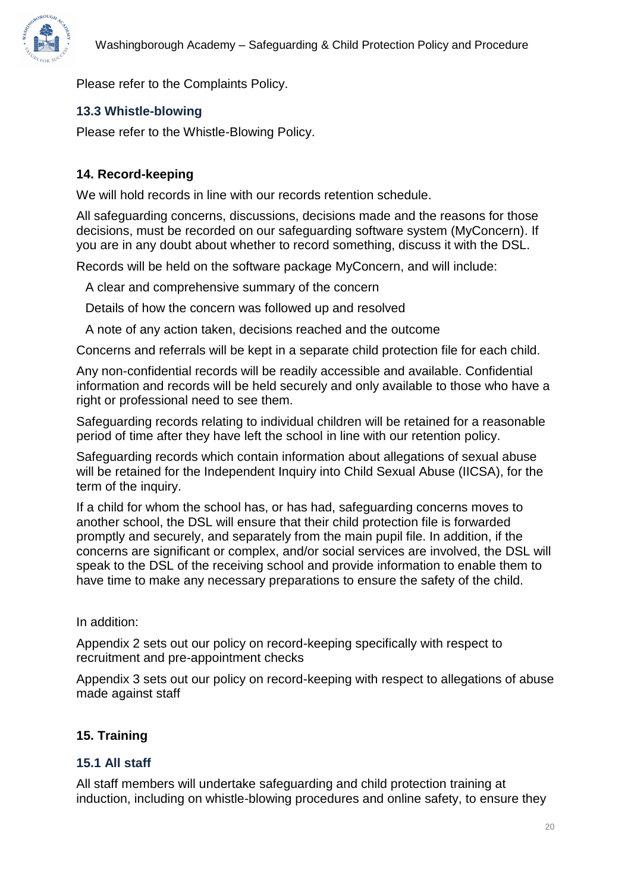Please refer to the Complaints Policy.

### 13.3 Whistle-blowing

Please refer to the Whistle-Blowing Policy.

## 14. Record-keeping

We will hold records in line with our records retention schedule.

All safeguarding concerns, discussions, decisions made and the reasons for those decisions, must be recorded on our safeguarding software system (MyConcern). If you are in any doubt about whether to record something, discuss it with the DSL.

Records will be held on the software package MyConcern, and will include:

- A clear and comprehensive summary of the concern
- Details of how the concern was followed up and resolved
- A note of any action taken, decisions reached and the outcome

Concerns and referrals will be kept in a separate child protection file for each child.

Any non-confidential records will be readily accessible and available. Confidential information and records will be held securely and only available to those who have a right or professional need to see them.

Safeguarding records relating to individual children will be retained for a reasonable period of time after they have left the school in line with our retention policy.

Safeguarding records which contain information about allegations of sexual abuse will be retained for the Independent Inquiry into Child Sexual Abuse (IICSA), for the term of the inquiry.

If a child for whom the school has, or has had, safeguarding concerns moves to another school, the DSL will ensure that their child protection file is forwarded promptly and securely, and separately from the main pupil file. In addition, if the concerns are significant or complex, and/or social services are involved, the DSL will speak to the DSL of the receiving school and provide information to enable them to have time to make any necessary preparations to ensure the safety of the child.

In addition:

Appendix 2 sets out our policy on record-keeping specifically with respect to recruitment and pre-appointment checks

Appendix 3 sets out our policy on record-keeping with respect to allegations of abuse made against staff

## 15. Training

### 15.1 All staff

All staff members will undertake safeguarding and child protection training at induction, including on whistle-blowing procedures and online safety, to ensure they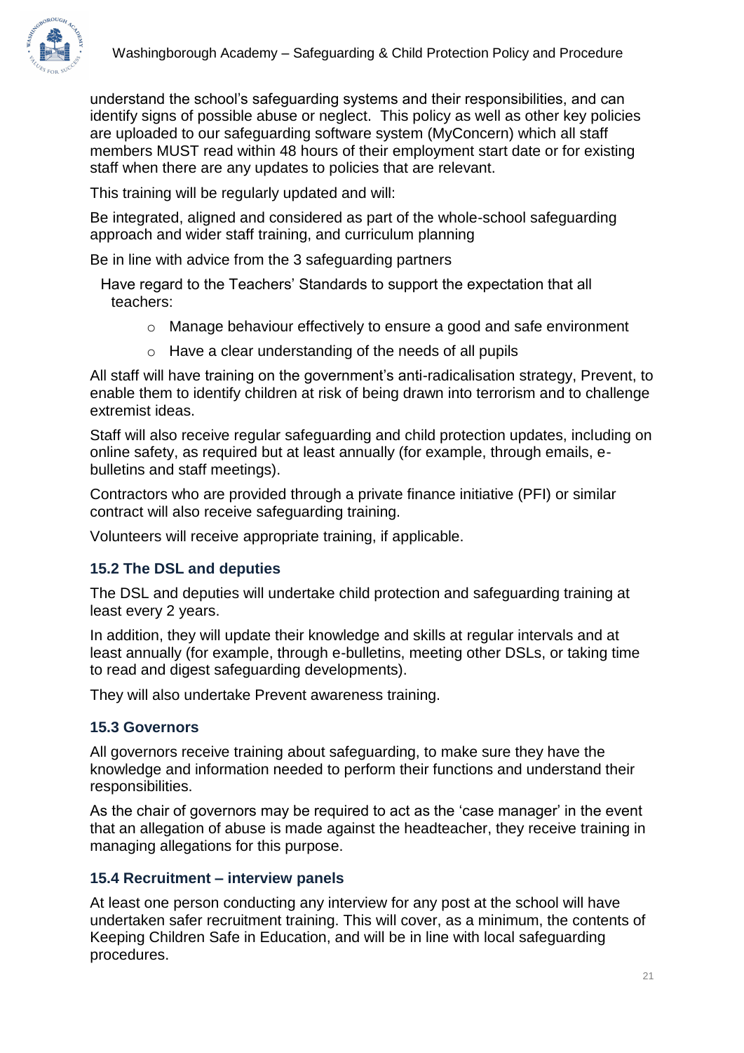understand the school's safeguarding systems and their responsibilities, and can identify signs of possible abuse or neglect. This policy as well as other key policies are uploaded to our safeguarding software system (MyConcern) which all staff members MUST read within 48 hours of their employment start date or for existing staff when there are any updates to policies that are relevant.

This training will be regularly updated and will:

Be integrated, aligned and considered as part of the whole-school safeguarding approach and wider staff training, and curriculum planning

Be in line with advice from the 3 safeguarding partners

Have regard to the Teachers' Standards to support the expectation that all teachers:

- Manage behaviour effectively to ensure a good and safe environment
- Have a clear understanding of the needs of all pupils

All staff will have training on the government's anti-radicalisation strategy, Prevent, to enable them to identify children at risk of being drawn into terrorism and to challenge extremist ideas.

Staff will also receive regular safeguarding and child protection updates, including on online safety, as required but at least annually (for example, through emails, e-bulletins and staff meetings).

Contractors who are provided through a private finance initiative (PFI) or similar contract will also receive safeguarding training.

Volunteers will receive appropriate training, if applicable.

### 15.2 The DSL and deputies

The DSL and deputies will undertake child protection and safeguarding training at least every 2 years.

In addition, they will update their knowledge and skills at regular intervals and at least annually (for example, through e-bulletins, meeting other DSLs, or taking time to read and digest safeguarding developments).

They will also undertake Prevent awareness training.

### 15.3 Governors

All governors receive training about safeguarding, to make sure they have the knowledge and information needed to perform their functions and understand their responsibilities.

As the chair of governors may be required to act as the 'case manager' in the event that an allegation of abuse is made against the headteacher, they receive training in managing allegations for this purpose.

### 15.4 Recruitment – interview panels

At least one person conducting any interview for any post at the school will have undertaken safer recruitment training. This will cover, as a minimum, the contents of Keeping Children Safe in Education, and will be in line with local safeguarding procedures.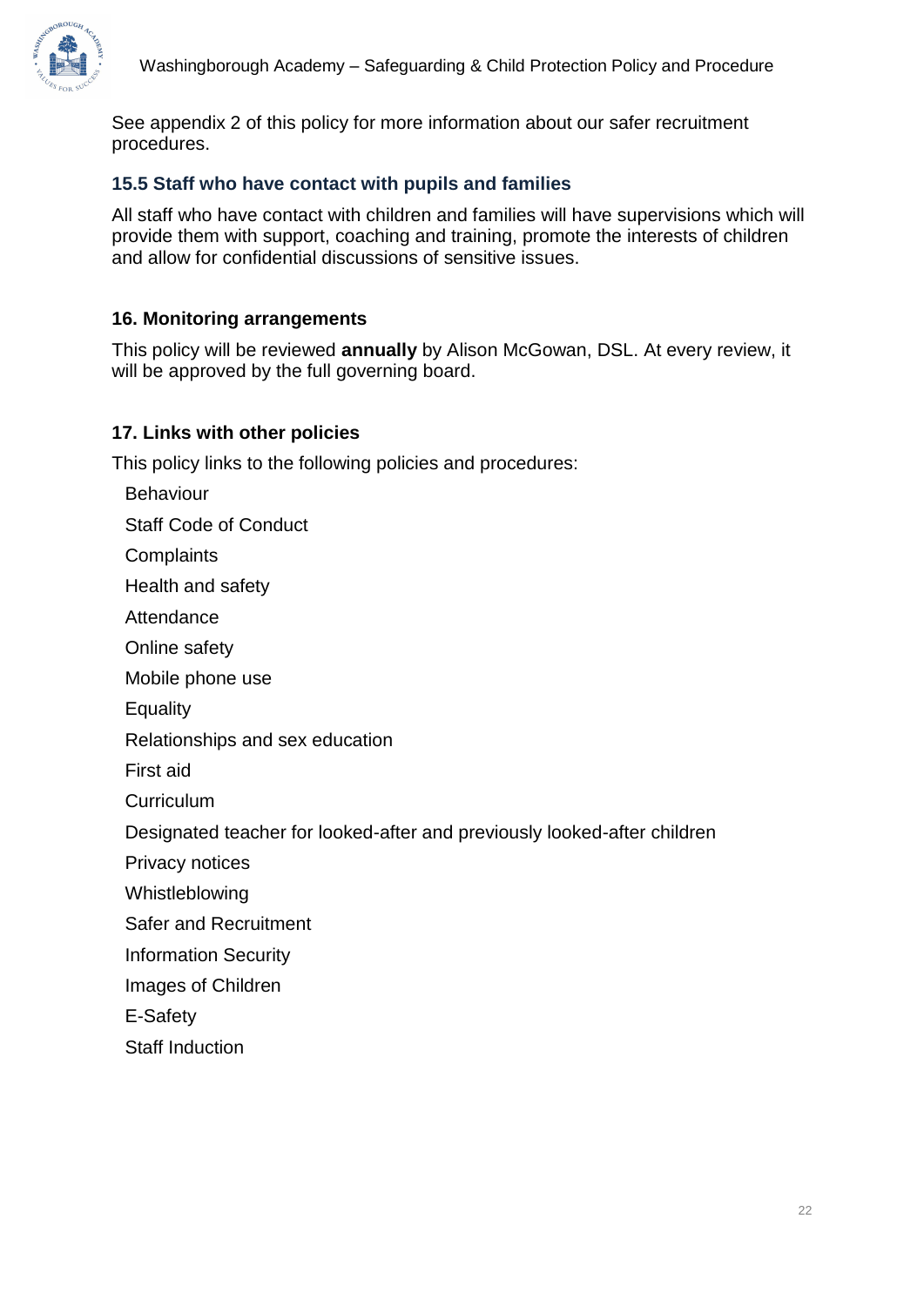See appendix 2 of this policy for more information about our safer recruitment procedures.

### 15.5 Staff who have contact with pupils and families

All staff who have contact with children and families will have supervisions which will provide them with support, coaching and training, promote the interests of children and allow for confidential discussions of sensitive issues.

## 16. Monitoring arrangements

This policy will be reviewed **annually** by Alison McGowan, DSL. At every review, it will be approved by the full governing board.

## 17. Links with other policies

This policy links to the following policies and procedures:

- Behaviour
- Staff Code of Conduct
- Complaints
- Health and safety
- Attendance
- Online safety
- Mobile phone use
- Equality
- Relationships and sex education
- First aid
- Curriculum
- Designated teacher for looked-after and previously looked-after children
- Privacy notices
- Whistleblowing
- Safer and Recruitment
- Information Security
- Images of Children
- E-Safety
- Staff Induction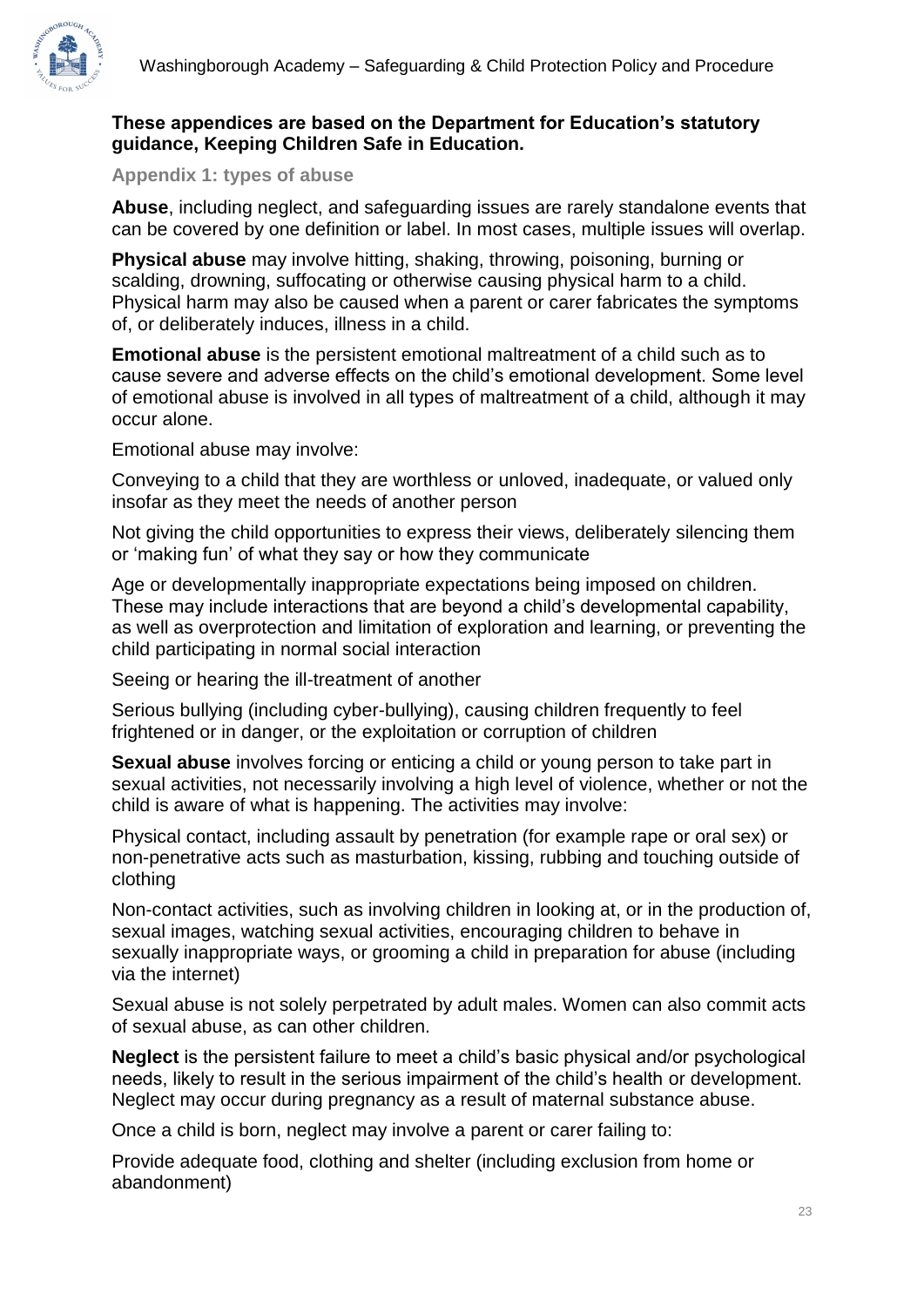**These appendices are based on the Department for Education's statutory guidance, Keeping Children Safe in Education.**

## Appendix 1: types of abuse

**Abuse**, including neglect, and safeguarding issues are rarely standalone events that can be covered by one definition or label. In most cases, multiple issues will overlap.

**Physical abuse** may involve hitting, shaking, throwing, poisoning, burning or scalding, drowning, suffocating or otherwise causing physical harm to a child. Physical harm may also be caused when a parent or carer fabricates the symptoms of, or deliberately induces, illness in a child.

**Emotional abuse** is the persistent emotional maltreatment of a child such as to cause severe and adverse effects on the child's emotional development. Some level of emotional abuse is involved in all types of maltreatment of a child, although it may occur alone.

Emotional abuse may involve:

Conveying to a child that they are worthless or unloved, inadequate, or valued only insofar as they meet the needs of another person

Not giving the child opportunities to express their views, deliberately silencing them or 'making fun' of what they say or how they communicate

Age or developmentally inappropriate expectations being imposed on children. These may include interactions that are beyond a child's developmental capability, as well as overprotection and limitation of exploration and learning, or preventing the child participating in normal social interaction

Seeing or hearing the ill-treatment of another

Serious bullying (including cyber-bullying), causing children frequently to feel frightened or in danger, or the exploitation or corruption of children

**Sexual abuse** involves forcing or enticing a child or young person to take part in sexual activities, not necessarily involving a high level of violence, whether or not the child is aware of what is happening. The activities may involve:

Physical contact, including assault by penetration (for example rape or oral sex) or non-penetrative acts such as masturbation, kissing, rubbing and touching outside of clothing

Non-contact activities, such as involving children in looking at, or in the production of, sexual images, watching sexual activities, encouraging children to behave in sexually inappropriate ways, or grooming a child in preparation for abuse (including via the internet)

Sexual abuse is not solely perpetrated by adult males. Women can also commit acts of sexual abuse, as can other children.

**Neglect** is the persistent failure to meet a child's basic physical and/or psychological needs, likely to result in the serious impairment of the child's health or development. Neglect may occur during pregnancy as a result of maternal substance abuse.

Once a child is born, neglect may involve a parent or carer failing to:

Provide adequate food, clothing and shelter (including exclusion from home or abandonment)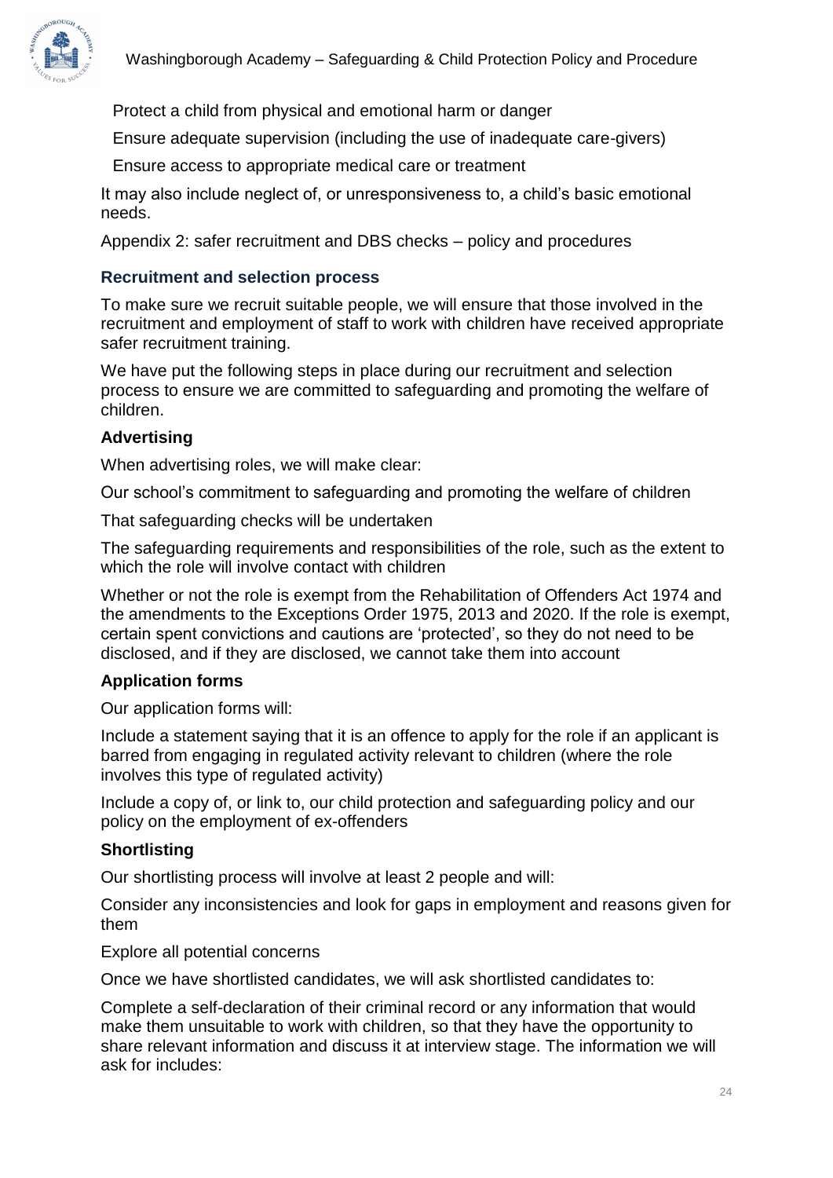- Protect a child from physical and emotional harm or danger
- Ensure adequate supervision (including the use of inadequate care-givers)
- Ensure access to appropriate medical care or treatment

It may also include neglect of, or unresponsiveness to, a child's basic emotional needs.

Appendix 2: safer recruitment and DBS checks – policy and procedures

### Recruitment and selection process

To make sure we recruit suitable people, we will ensure that those involved in the recruitment and employment of staff to work with children have received appropriate safer recruitment training.

We have put the following steps in place during our recruitment and selection process to ensure we are committed to safeguarding and promoting the welfare of children.

**Advertising**

When advertising roles, we will make clear:

- Our school's commitment to safeguarding and promoting the welfare of children
- That safeguarding checks will be undertaken
- The safeguarding requirements and responsibilities of the role, such as the extent to which the role will involve contact with children
- Whether or not the role is exempt from the Rehabilitation of Offenders Act 1974 and the amendments to the Exceptions Order 1975, 2013 and 2020. If the role is exempt, certain spent convictions and cautions are 'protected', so they do not need to be disclosed, and if they are disclosed, we cannot take them into account

**Application forms**

Our application forms will:

- Include a statement saying that it is an offence to apply for the role if an applicant is barred from engaging in regulated activity relevant to children (where the role involves this type of regulated activity)
- Include a copy of, or link to, our child protection and safeguarding policy and our policy on the employment of ex-offenders

**Shortlisting**

Our shortlisting process will involve at least 2 people and will:

- Consider any inconsistencies and look for gaps in employment and reasons given for them
- Explore all potential concerns

Once we have shortlisted candidates, we will ask shortlisted candidates to:

- Complete a self-declaration of their criminal record or any information that would make them unsuitable to work with children, so that they have the opportunity to share relevant information and discuss it at interview stage. The information we will ask for includes: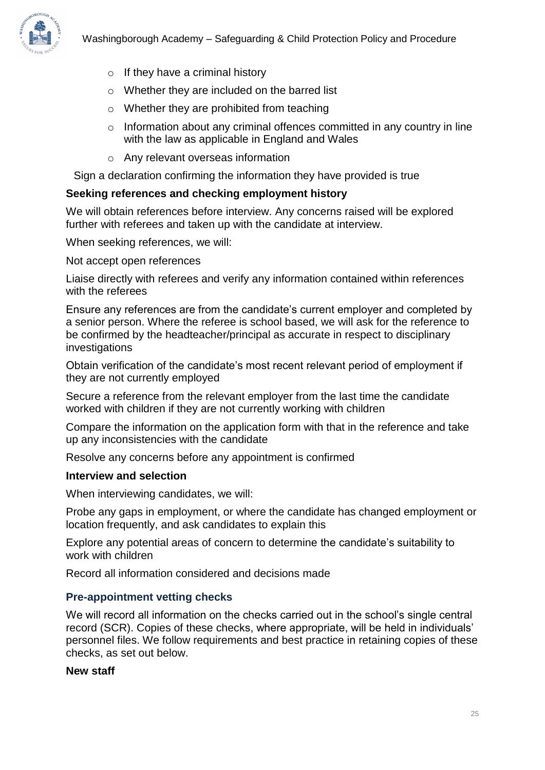- If they have a criminal history
  - Whether they are included on the barred list
  - Whether they are prohibited from teaching
  - Information about any criminal offences committed in any country in line with the law as applicable in England and Wales
  - Any relevant overseas information

Sign a declaration confirming the information they have provided is true

**Seeking references and checking employment history**

We will obtain references before interview. Any concerns raised will be explored further with referees and taken up with the candidate at interview.

When seeking references, we will:

Not accept open references

Liaise directly with referees and verify any information contained within references with the referees

Ensure any references are from the candidate's current employer and completed by a senior person. Where the referee is school based, we will ask for the reference to be confirmed by the headteacher/principal as accurate in respect to disciplinary investigations

Obtain verification of the candidate's most recent relevant period of employment if they are not currently employed

Secure a reference from the relevant employer from the last time the candidate worked with children if they are not currently working with children

Compare the information on the application form with that in the reference and take up any inconsistencies with the candidate

Resolve any concerns before any appointment is confirmed

**Interview and selection**

When interviewing candidates, we will:

Probe any gaps in employment, or where the candidate has changed employment or location frequently, and ask candidates to explain this

Explore any potential areas of concern to determine the candidate's suitability to work with children

Record all information considered and decisions made

### Pre-appointment vetting checks

We will record all information on the checks carried out in the school's single central record (SCR). Copies of these checks, where appropriate, will be held in individuals' personnel files. We follow requirements and best practice in retaining copies of these checks, as set out below.

**New staff**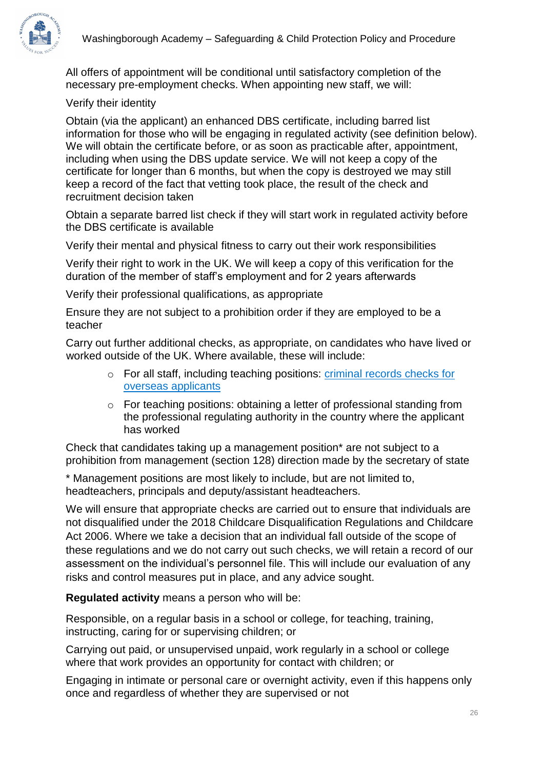All offers of appointment will be conditional until satisfactory completion of the necessary pre-employment checks. When appointing new staff, we will:

Verify their identity

Obtain (via the applicant) an enhanced DBS certificate, including barred list information for those who will be engaging in regulated activity (see definition below). We will obtain the certificate before, or as soon as practicable after, appointment, including when using the DBS update service. We will not keep a copy of the certificate for longer than 6 months, but when the copy is destroyed we may still keep a record of the fact that vetting took place, the result of the check and recruitment decision taken

Obtain a separate barred list check if they will start work in regulated activity before the DBS certificate is available

Verify their mental and physical fitness to carry out their work responsibilities

Verify their right to work in the UK. We will keep a copy of this verification for the duration of the member of staff's employment and for 2 years afterwards

Verify their professional qualifications, as appropriate

Ensure they are not subject to a prohibition order if they are employed to be a teacher

Carry out further additional checks, as appropriate, on candidates who have lived or worked outside of the UK. Where available, these will include:

- For all staff, including teaching positions: [criminal records checks for overseas applicants]
- For teaching positions: obtaining a letter of professional standing from the professional regulating authority in the country where the applicant has worked

Check that candidates taking up a management position* are not subject to a prohibition from management (section 128) direction made by the secretary of state

* Management positions are most likely to include, but are not limited to, headteachers, principals and deputy/assistant headteachers.

We will ensure that appropriate checks are carried out to ensure that individuals are not disqualified under the 2018 Childcare Disqualification Regulations and Childcare Act 2006. Where we take a decision that an individual fall outside of the scope of these regulations and we do not carry out such checks, we will retain a record of our assessment on the individual's personnel file. This will include our evaluation of any risks and control measures put in place, and any advice sought.

**Regulated activity** means a person who will be:

Responsible, on a regular basis in a school or college, for teaching, training, instructing, caring for or supervising children; or

Carrying out paid, or unsupervised unpaid, work regularly in a school or college where that work provides an opportunity for contact with children; or

Engaging in intimate or personal care or overnight activity, even if this happens only once and regardless of whether they are supervised or not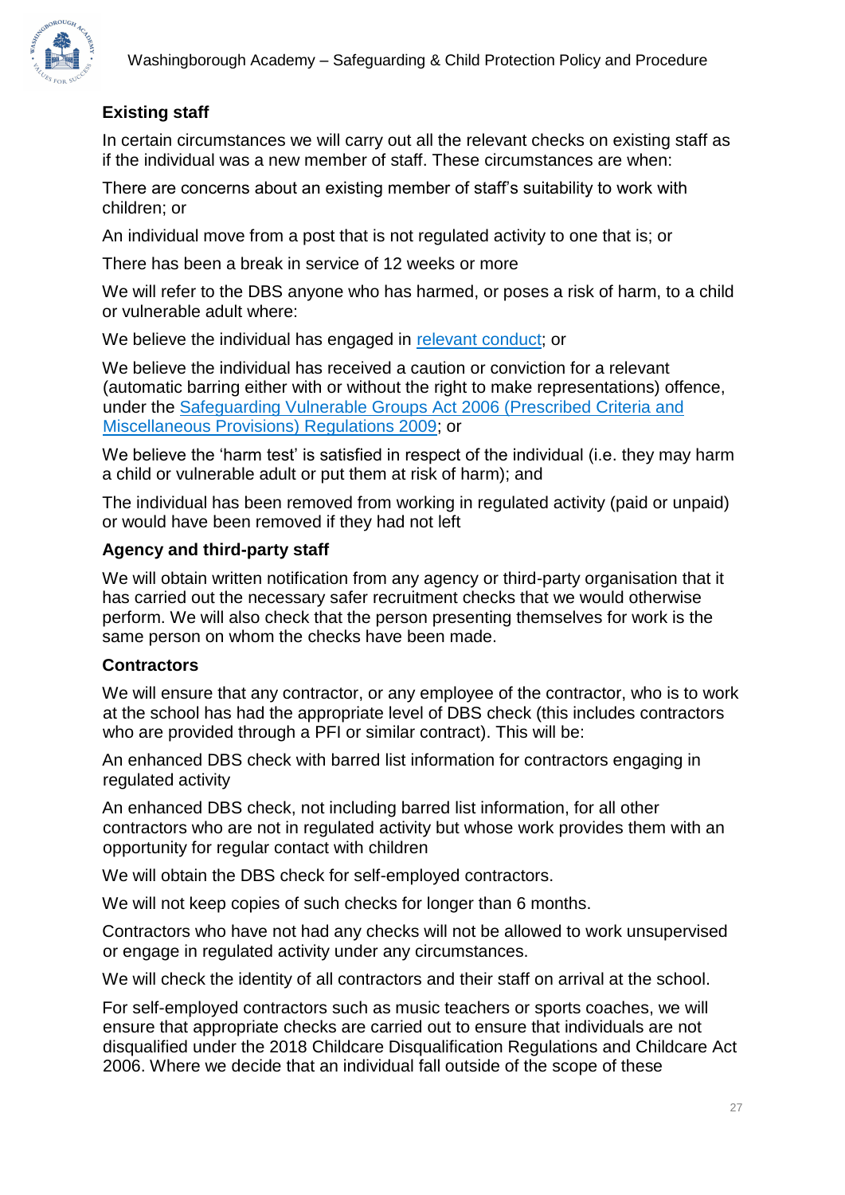### Existing staff

In certain circumstances we will carry out all the relevant checks on existing staff as if the individual was a new member of staff. These circumstances are when:

There are concerns about an existing member of staff's suitability to work with children; or

An individual move from a post that is not regulated activity to one that is; or

There has been a break in service of 12 weeks or more

We will refer to the DBS anyone who has harmed, or poses a risk of harm, to a child or vulnerable adult where:

We believe the individual has engaged in [relevant conduct](); or

We believe the individual has received a caution or conviction for a relevant (automatic barring either with or without the right to make representations) offence, under the [Safeguarding Vulnerable Groups Act 2006 (Prescribed Criteria and Miscellaneous Provisions) Regulations 2009](); or

We believe the 'harm test' is satisfied in respect of the individual (i.e. they may harm a child or vulnerable adult or put them at risk of harm); and

The individual has been removed from working in regulated activity (paid or unpaid) or would have been removed if they had not left

### Agency and third-party staff

We will obtain written notification from any agency or third-party organisation that it has carried out the necessary safer recruitment checks that we would otherwise perform. We will also check that the person presenting themselves for work is the same person on whom the checks have been made.

### Contractors

We will ensure that any contractor, or any employee of the contractor, who is to work at the school has had the appropriate level of DBS check (this includes contractors who are provided through a PFI or similar contract). This will be:

An enhanced DBS check with barred list information for contractors engaging in regulated activity

An enhanced DBS check, not including barred list information, for all other contractors who are not in regulated activity but whose work provides them with an opportunity for regular contact with children

We will obtain the DBS check for self-employed contractors.

We will not keep copies of such checks for longer than 6 months.

Contractors who have not had any checks will not be allowed to work unsupervised or engage in regulated activity under any circumstances.

We will check the identity of all contractors and their staff on arrival at the school.

For self-employed contractors such as music teachers or sports coaches, we will ensure that appropriate checks are carried out to ensure that individuals are not disqualified under the 2018 Childcare Disqualification Regulations and Childcare Act 2006. Where we decide that an individual fall outside of the scope of these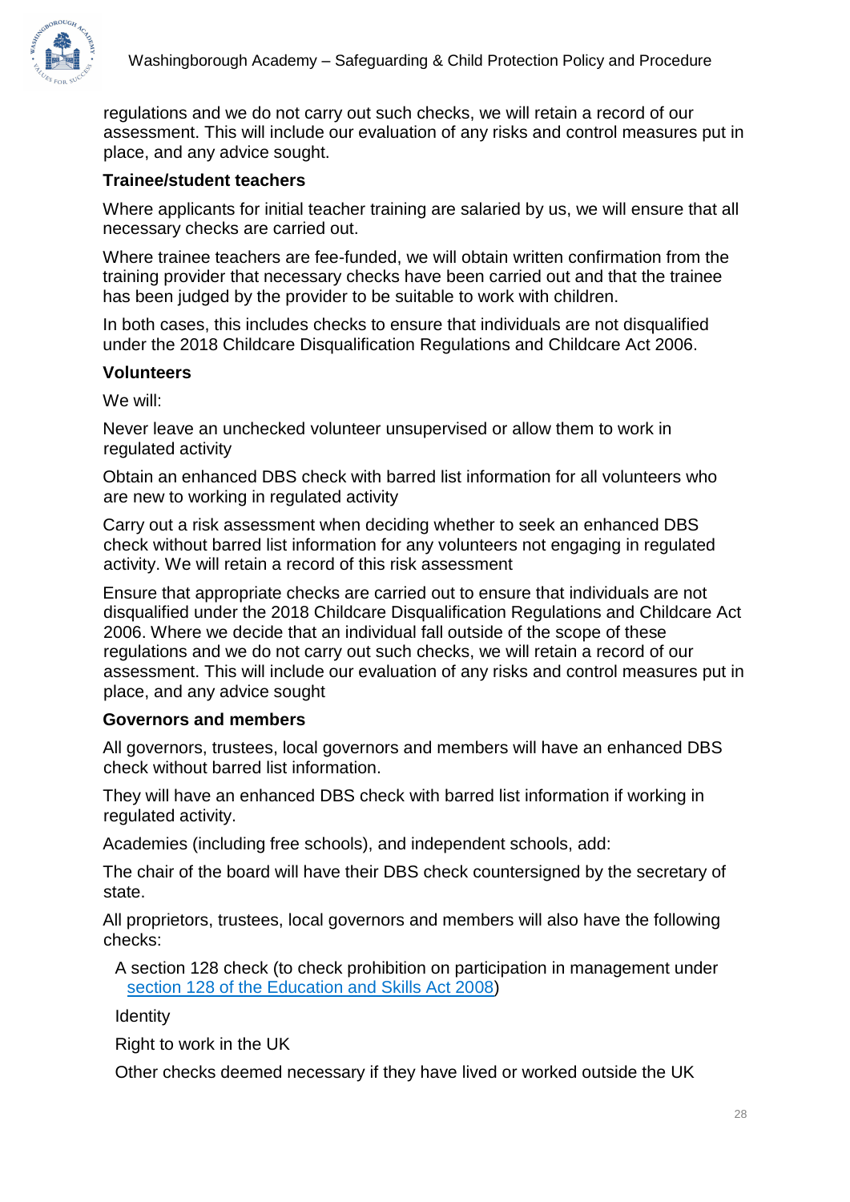regulations and we do not carry out such checks, we will retain a record of our assessment. This will include our evaluation of any risks and control measures put in place, and any advice sought.

**Trainee/student teachers**

Where applicants for initial teacher training are salaried by us, we will ensure that all necessary checks are carried out.

Where trainee teachers are fee-funded, we will obtain written confirmation from the training provider that necessary checks have been carried out and that the trainee has been judged by the provider to be suitable to work with children.

In both cases, this includes checks to ensure that individuals are not disqualified under the 2018 Childcare Disqualification Regulations and Childcare Act 2006.

**Volunteers**

We will:

Never leave an unchecked volunteer unsupervised or allow them to work in regulated activity

Obtain an enhanced DBS check with barred list information for all volunteers who are new to working in regulated activity

Carry out a risk assessment when deciding whether to seek an enhanced DBS check without barred list information for any volunteers not engaging in regulated activity. We will retain a record of this risk assessment

Ensure that appropriate checks are carried out to ensure that individuals are not disqualified under the 2018 Childcare Disqualification Regulations and Childcare Act 2006. Where we decide that an individual fall outside of the scope of these regulations and we do not carry out such checks, we will retain a record of our assessment. This will include our evaluation of any risks and control measures put in place, and any advice sought

**Governors and members**

All governors, trustees, local governors and members will have an enhanced DBS check without barred list information.

They will have an enhanced DBS check with barred list information if working in regulated activity.

Academies (including free schools), and independent schools, add:

The chair of the board will have their DBS check countersigned by the secretary of state.

All proprietors, trustees, local governors and members will also have the following checks:

- A section 128 check (to check prohibition on participation in management under section 128 of the Education and Skills Act 2008)
- Identity
- Right to work in the UK
- Other checks deemed necessary if they have lived or worked outside the UK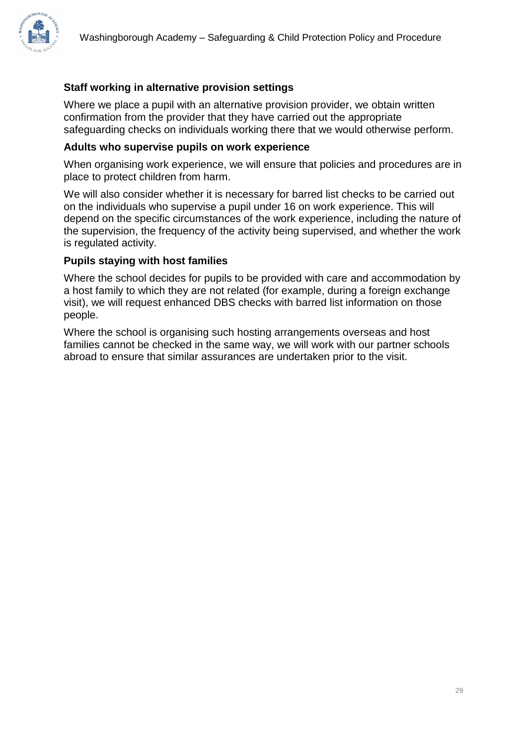### Staff working in alternative provision settings

Where we place a pupil with an alternative provision provider, we obtain written confirmation from the provider that they have carried out the appropriate safeguarding checks on individuals working there that we would otherwise perform.

### Adults who supervise pupils on work experience

When organising work experience, we will ensure that policies and procedures are in place to protect children from harm.

We will also consider whether it is necessary for barred list checks to be carried out on the individuals who supervise a pupil under 16 on work experience. This will depend on the specific circumstances of the work experience, including the nature of the supervision, the frequency of the activity being supervised, and whether the work is regulated activity.

### Pupils staying with host families

Where the school decides for pupils to be provided with care and accommodation by a host family to which they are not related (for example, during a foreign exchange visit), we will request enhanced DBS checks with barred list information on those people.

Where the school is organising such hosting arrangements overseas and host families cannot be checked in the same way, we will work with our partner schools abroad to ensure that similar assurances are undertaken prior to the visit.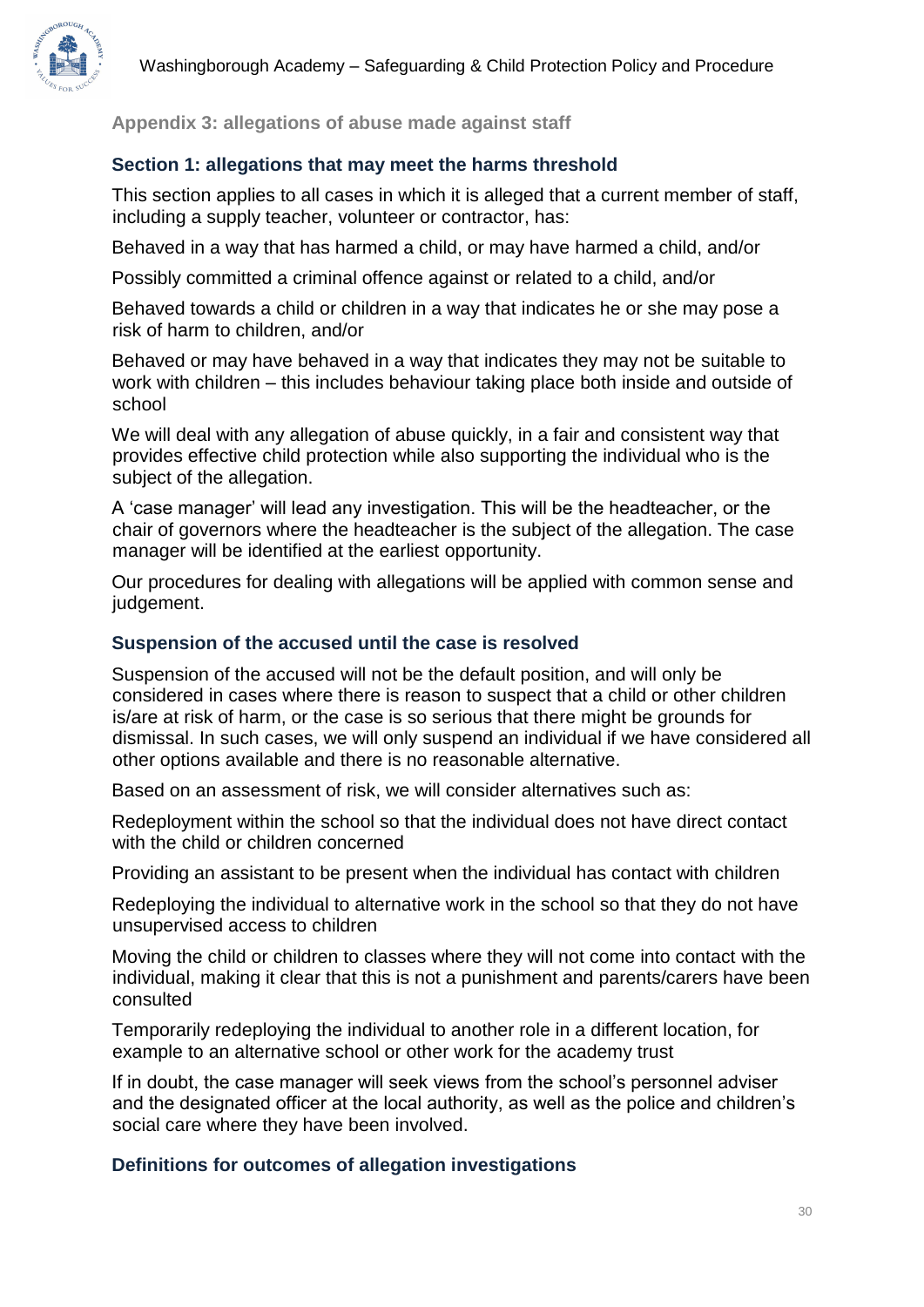### Appendix 3: allegations of abuse made against staff

### Section 1: allegations that may meet the harms threshold

This section applies to all cases in which it is alleged that a current member of staff, including a supply teacher, volunteer or contractor, has:

Behaved in a way that has harmed a child, or may have harmed a child, and/or

Possibly committed a criminal offence against or related to a child, and/or

Behaved towards a child or children in a way that indicates he or she may pose a risk of harm to children, and/or

Behaved or may have behaved in a way that indicates they may not be suitable to work with children – this includes behaviour taking place both inside and outside of school

We will deal with any allegation of abuse quickly, in a fair and consistent way that provides effective child protection while also supporting the individual who is the subject of the allegation.

A 'case manager' will lead any investigation. This will be the headteacher, or the chair of governors where the headteacher is the subject of the allegation. The case manager will be identified at the earliest opportunity.

Our procedures for dealing with allegations will be applied with common sense and judgement.

### Suspension of the accused until the case is resolved

Suspension of the accused will not be the default position, and will only be considered in cases where there is reason to suspect that a child or other children is/are at risk of harm, or the case is so serious that there might be grounds for dismissal. In such cases, we will only suspend an individual if we have considered all other options available and there is no reasonable alternative.

Based on an assessment of risk, we will consider alternatives such as:

Redeployment within the school so that the individual does not have direct contact with the child or children concerned

Providing an assistant to be present when the individual has contact with children

Redeploying the individual to alternative work in the school so that they do not have unsupervised access to children

Moving the child or children to classes where they will not come into contact with the individual, making it clear that this is not a punishment and parents/carers have been consulted

Temporarily redeploying the individual to another role in a different location, for example to an alternative school or other work for the academy trust

If in doubt, the case manager will seek views from the school's personnel adviser and the designated officer at the local authority, as well as the police and children's social care where they have been involved.

### Definitions for outcomes of allegation investigations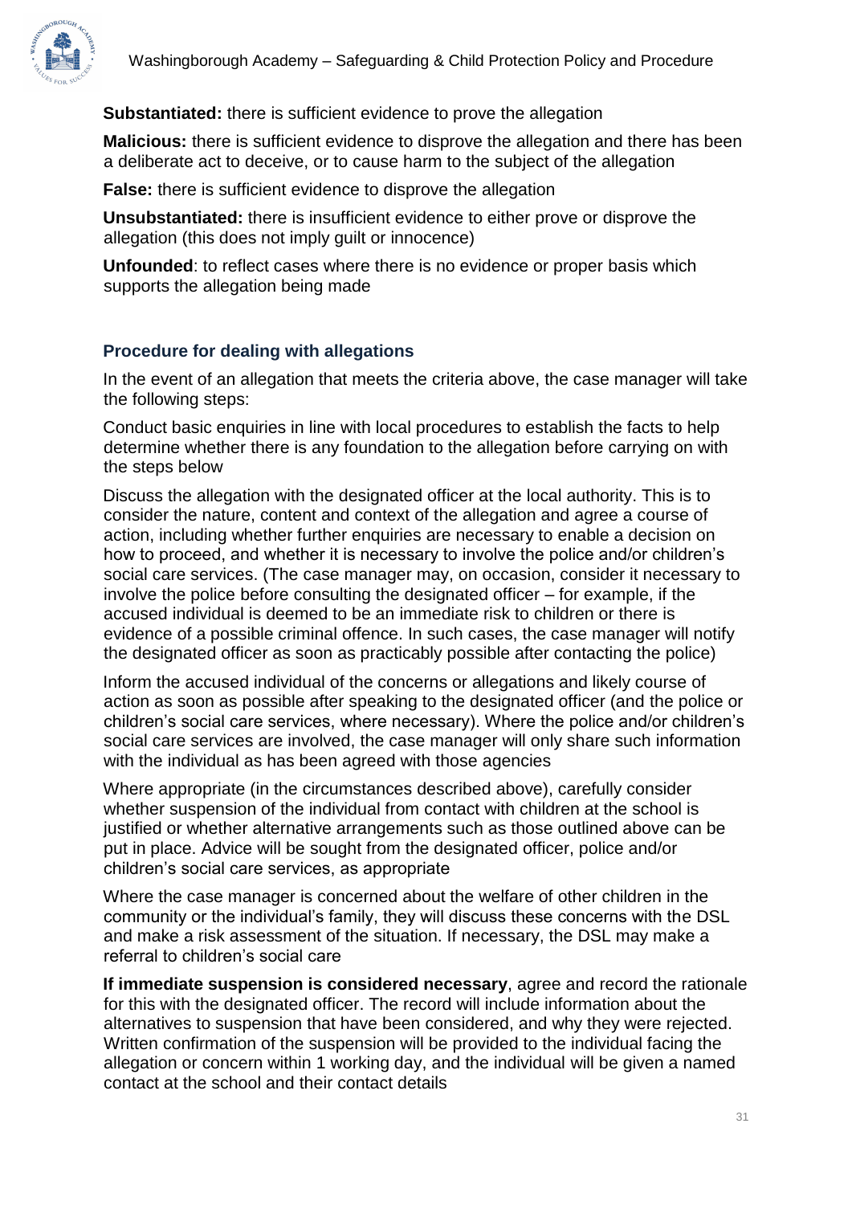**Substantiated:** there is sufficient evidence to prove the allegation

**Malicious:** there is sufficient evidence to disprove the allegation and there has been a deliberate act to deceive, or to cause harm to the subject of the allegation

**False:** there is sufficient evidence to disprove the allegation

**Unsubstantiated:** there is insufficient evidence to either prove or disprove the allegation (this does not imply guilt or innocence)

**Unfounded**: to reflect cases where there is no evidence or proper basis which supports the allegation being made

### Procedure for dealing with allegations

In the event of an allegation that meets the criteria above, the case manager will take the following steps:

Conduct basic enquiries in line with local procedures to establish the facts to help determine whether there is any foundation to the allegation before carrying on with the steps below

Discuss the allegation with the designated officer at the local authority. This is to consider the nature, content and context of the allegation and agree a course of action, including whether further enquiries are necessary to enable a decision on how to proceed, and whether it is necessary to involve the police and/or children's social care services. (The case manager may, on occasion, consider it necessary to involve the police before consulting the designated officer – for example, if the accused individual is deemed to be an immediate risk to children or there is evidence of a possible criminal offence. In such cases, the case manager will notify the designated officer as soon as practicably possible after contacting the police)

Inform the accused individual of the concerns or allegations and likely course of action as soon as possible after speaking to the designated officer (and the police or children's social care services, where necessary). Where the police and/or children's social care services are involved, the case manager will only share such information with the individual as has been agreed with those agencies

Where appropriate (in the circumstances described above), carefully consider whether suspension of the individual from contact with children at the school is justified or whether alternative arrangements such as those outlined above can be put in place. Advice will be sought from the designated officer, police and/or children's social care services, as appropriate

Where the case manager is concerned about the welfare of other children in the community or the individual's family, they will discuss these concerns with the DSL and make a risk assessment of the situation. If necessary, the DSL may make a referral to children's social care

**If immediate suspension is considered necessary**, agree and record the rationale for this with the designated officer. The record will include information about the alternatives to suspension that have been considered, and why they were rejected. Written confirmation of the suspension will be provided to the individual facing the allegation or concern within 1 working day, and the individual will be given a named contact at the school and their contact details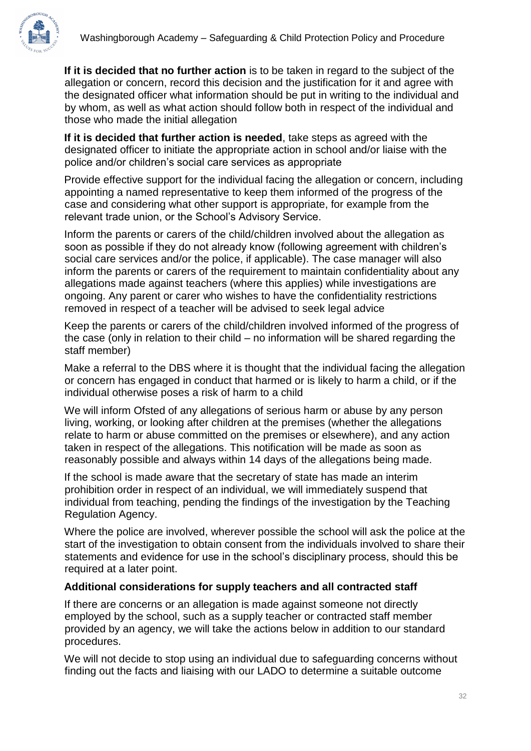**If it is decided that no further action** is to be taken in regard to the subject of the allegation or concern, record this decision and the justification for it and agree with the designated officer what information should be put in writing to the individual and by whom, as well as what action should follow both in respect of the individual and those who made the initial allegation

**If it is decided that further action is needed**, take steps as agreed with the designated officer to initiate the appropriate action in school and/or liaise with the police and/or children's social care services as appropriate

Provide effective support for the individual facing the allegation or concern, including appointing a named representative to keep them informed of the progress of the case and considering what other support is appropriate, for example from the relevant trade union, or the School's Advisory Service.

Inform the parents or carers of the child/children involved about the allegation as soon as possible if they do not already know (following agreement with children's social care services and/or the police, if applicable). The case manager will also inform the parents or carers of the requirement to maintain confidentiality about any allegations made against teachers (where this applies) while investigations are ongoing. Any parent or carer who wishes to have the confidentiality restrictions removed in respect of a teacher will be advised to seek legal advice

Keep the parents or carers of the child/children involved informed of the progress of the case (only in relation to their child – no information will be shared regarding the staff member)

Make a referral to the DBS where it is thought that the individual facing the allegation or concern has engaged in conduct that harmed or is likely to harm a child, or if the individual otherwise poses a risk of harm to a child

We will inform Ofsted of any allegations of serious harm or abuse by any person living, working, or looking after children at the premises (whether the allegations relate to harm or abuse committed on the premises or elsewhere), and any action taken in respect of the allegations. This notification will be made as soon as reasonably possible and always within 14 days of the allegations being made.

If the school is made aware that the secretary of state has made an interim prohibition order in respect of an individual, we will immediately suspend that individual from teaching, pending the findings of the investigation by the Teaching Regulation Agency.

Where the police are involved, wherever possible the school will ask the police at the start of the investigation to obtain consent from the individuals involved to share their statements and evidence for use in the school's disciplinary process, should this be required at a later point.

**Additional considerations for supply teachers and all contracted staff**

If there are concerns or an allegation is made against someone not directly employed by the school, such as a supply teacher or contracted staff member provided by an agency, we will take the actions below in addition to our standard procedures.

We will not decide to stop using an individual due to safeguarding concerns without finding out the facts and liaising with our LADO to determine a suitable outcome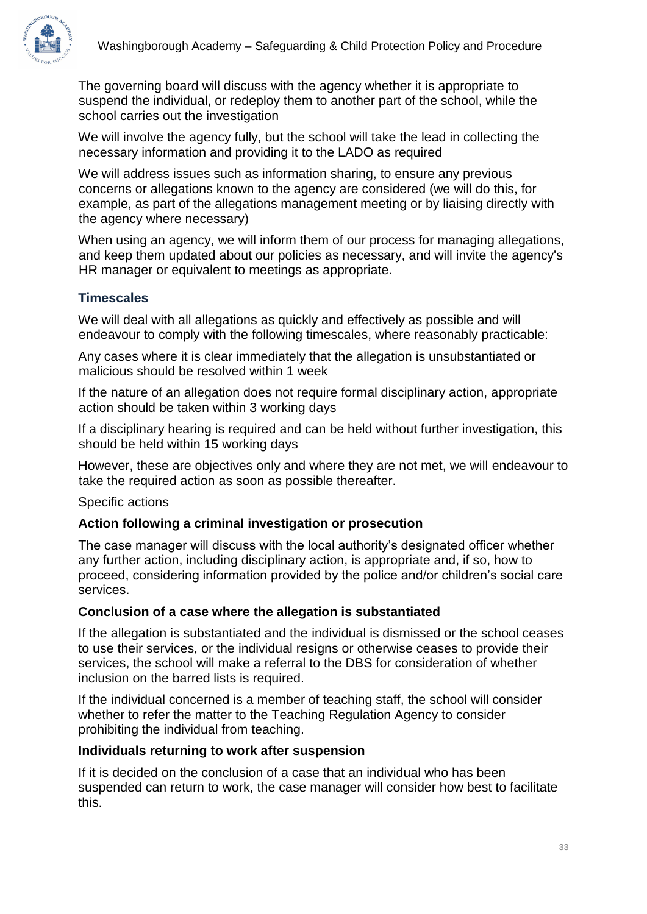The governing board will discuss with the agency whether it is appropriate to suspend the individual, or redeploy them to another part of the school, while the school carries out the investigation

We will involve the agency fully, but the school will take the lead in collecting the necessary information and providing it to the LADO as required

We will address issues such as information sharing, to ensure any previous concerns or allegations known to the agency are considered (we will do this, for example, as part of the allegations management meeting or by liaising directly with the agency where necessary)

When using an agency, we will inform them of our process for managing allegations, and keep them updated about our policies as necessary, and will invite the agency's HR manager or equivalent to meetings as appropriate.

### Timescales

We will deal with all allegations as quickly and effectively as possible and will endeavour to comply with the following timescales, where reasonably practicable:

Any cases where it is clear immediately that the allegation is unsubstantiated or malicious should be resolved within 1 week

If the nature of an allegation does not require formal disciplinary action, appropriate action should be taken within 3 working days

If a disciplinary hearing is required and can be held without further investigation, this should be held within 15 working days

However, these are objectives only and where they are not met, we will endeavour to take the required action as soon as possible thereafter.

Specific actions

**Action following a criminal investigation or prosecution**

The case manager will discuss with the local authority's designated officer whether any further action, including disciplinary action, is appropriate and, if so, how to proceed, considering information provided by the police and/or children's social care services.

**Conclusion of a case where the allegation is substantiated**

If the allegation is substantiated and the individual is dismissed or the school ceases to use their services, or the individual resigns or otherwise ceases to provide their services, the school will make a referral to the DBS for consideration of whether inclusion on the barred lists is required.

If the individual concerned is a member of teaching staff, the school will consider whether to refer the matter to the Teaching Regulation Agency to consider prohibiting the individual from teaching.

**Individuals returning to work after suspension**

If it is decided on the conclusion of a case that an individual who has been suspended can return to work, the case manager will consider how best to facilitate this.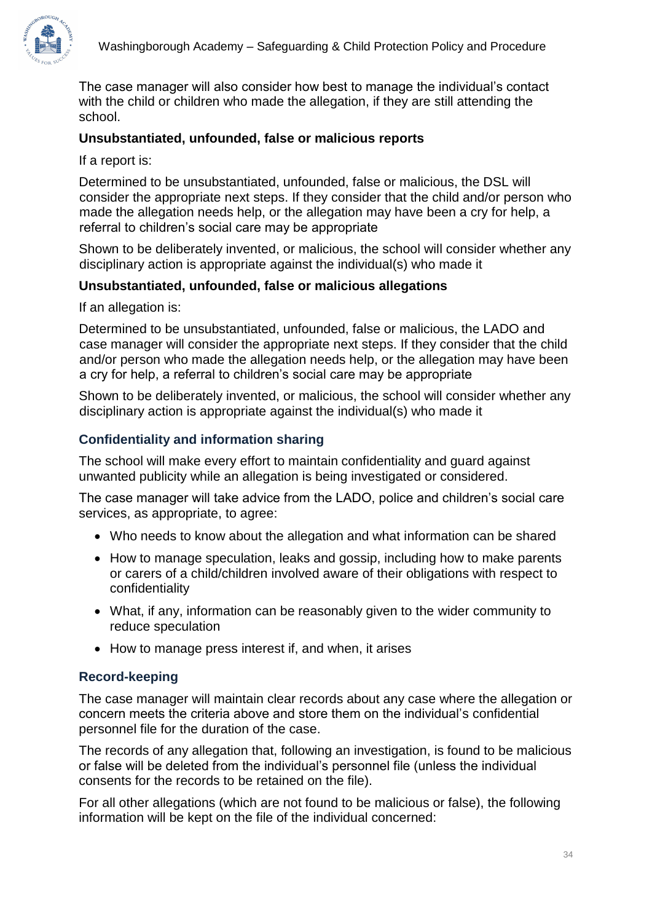The case manager will also consider how best to manage the individual's contact with the child or children who made the allegation, if they are still attending the school.

**Unsubstantiated, unfounded, false or malicious reports**

If a report is:

Determined to be unsubstantiated, unfounded, false or malicious, the DSL will consider the appropriate next steps. If they consider that the child and/or person who made the allegation needs help, or the allegation may have been a cry for help, a referral to children's social care may be appropriate

Shown to be deliberately invented, or malicious, the school will consider whether any disciplinary action is appropriate against the individual(s) who made it

**Unsubstantiated, unfounded, false or malicious allegations**

If an allegation is:

Determined to be unsubstantiated, unfounded, false or malicious, the LADO and case manager will consider the appropriate next steps. If they consider that the child and/or person who made the allegation needs help, or the allegation may have been a cry for help, a referral to children's social care may be appropriate

Shown to be deliberately invented, or malicious, the school will consider whether any disciplinary action is appropriate against the individual(s) who made it

### Confidentiality and information sharing

The school will make every effort to maintain confidentiality and guard against unwanted publicity while an allegation is being investigated or considered.

The case manager will take advice from the LADO, police and children's social care services, as appropriate, to agree:

- Who needs to know about the allegation and what information can be shared
- How to manage speculation, leaks and gossip, including how to make parents or carers of a child/children involved aware of their obligations with respect to confidentiality
- What, if any, information can be reasonably given to the wider community to reduce speculation
- How to manage press interest if, and when, it arises

### Record-keeping

The case manager will maintain clear records about any case where the allegation or concern meets the criteria above and store them on the individual's confidential personnel file for the duration of the case.

The records of any allegation that, following an investigation, is found to be malicious or false will be deleted from the individual's personnel file (unless the individual consents for the records to be retained on the file).

For all other allegations (which are not found to be malicious or false), the following information will be kept on the file of the individual concerned: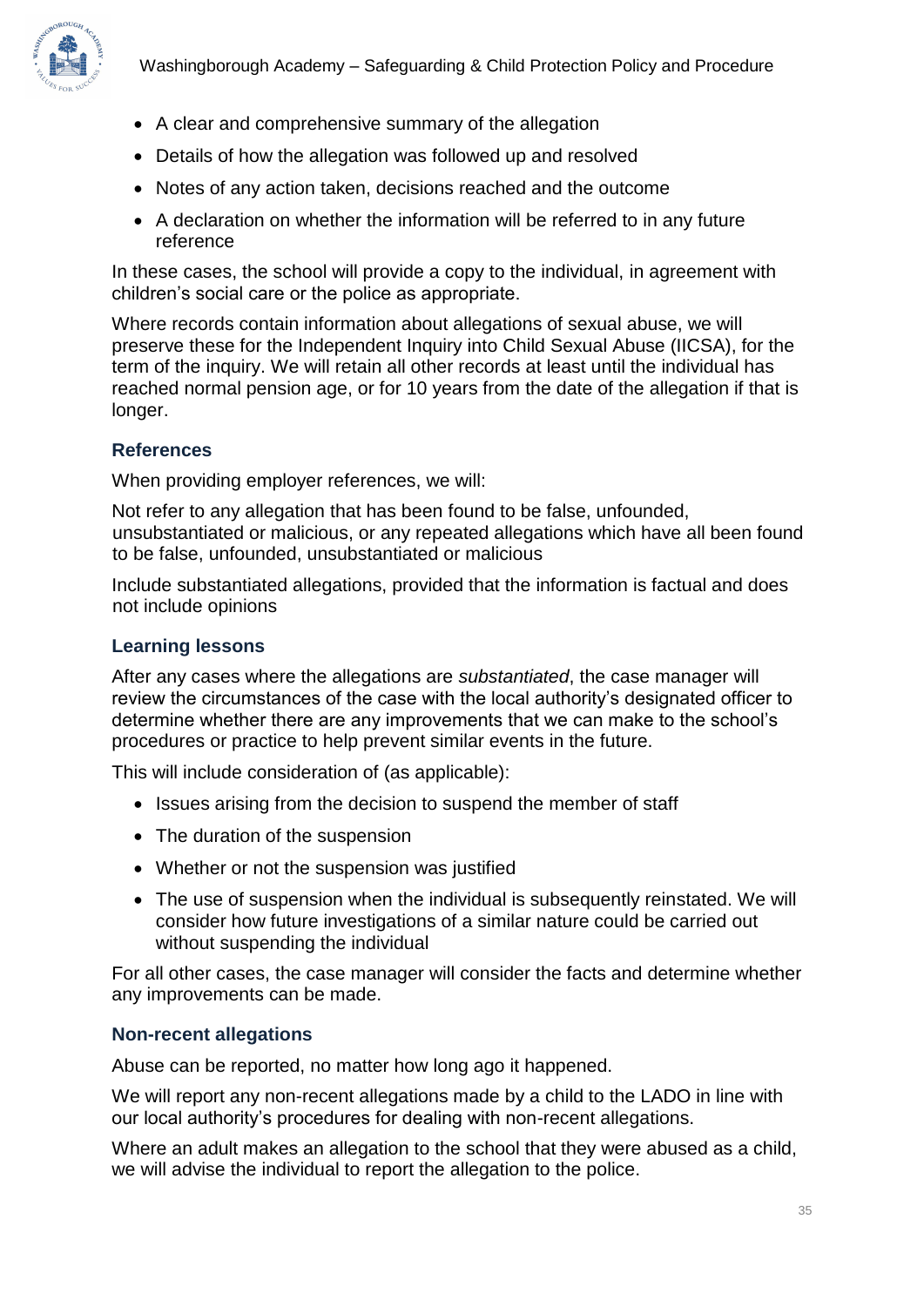- A clear and comprehensive summary of the allegation
- Details of how the allegation was followed up and resolved
- Notes of any action taken, decisions reached and the outcome
- A declaration on whether the information will be referred to in any future reference

In these cases, the school will provide a copy to the individual, in agreement with children's social care or the police as appropriate.

Where records contain information about allegations of sexual abuse, we will preserve these for the Independent Inquiry into Child Sexual Abuse (IICSA), for the term of the inquiry. We will retain all other records at least until the individual has reached normal pension age, or for 10 years from the date of the allegation if that is longer.

### References

When providing employer references, we will:

Not refer to any allegation that has been found to be false, unfounded, unsubstantiated or malicious, or any repeated allegations which have all been found to be false, unfounded, unsubstantiated or malicious

Include substantiated allegations, provided that the information is factual and does not include opinions

### Learning lessons

After any cases where the allegations are *substantiated*, the case manager will review the circumstances of the case with the local authority's designated officer to determine whether there are any improvements that we can make to the school's procedures or practice to help prevent similar events in the future.

This will include consideration of (as applicable):

- Issues arising from the decision to suspend the member of staff
- The duration of the suspension
- Whether or not the suspension was justified
- The use of suspension when the individual is subsequently reinstated. We will consider how future investigations of a similar nature could be carried out without suspending the individual

For all other cases, the case manager will consider the facts and determine whether any improvements can be made.

### Non-recent allegations

Abuse can be reported, no matter how long ago it happened.

We will report any non-recent allegations made by a child to the LADO in line with our local authority's procedures for dealing with non-recent allegations.

Where an adult makes an allegation to the school that they were abused as a child, we will advise the individual to report the allegation to the police.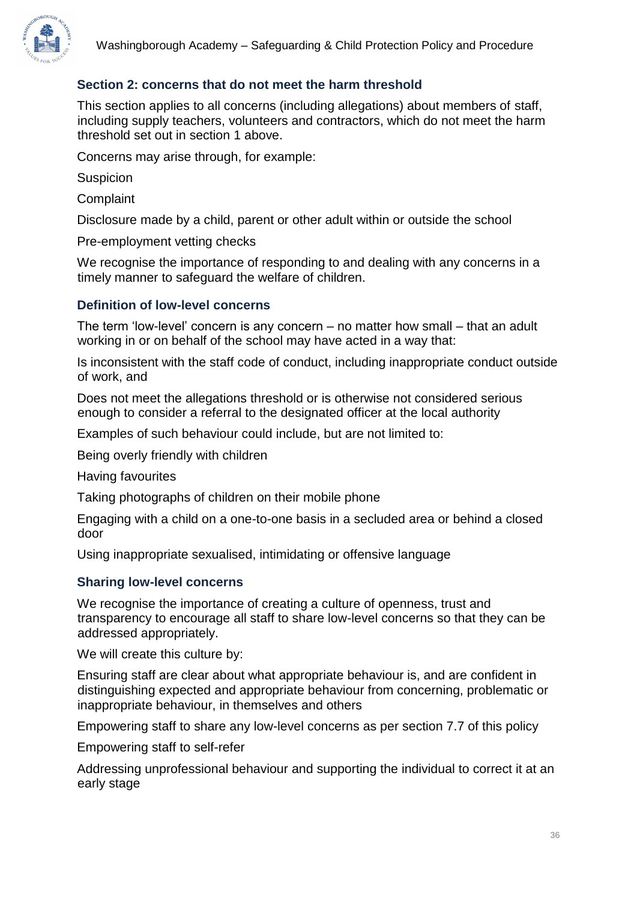### Section 2: concerns that do not meet the harm threshold

This section applies to all concerns (including allegations) about members of staff, including supply teachers, volunteers and contractors, which do not meet the harm threshold set out in section 1 above.

Concerns may arise through, for example:

- Suspicion
- Complaint
- Disclosure made by a child, parent or other adult within or outside the school
- Pre-employment vetting checks

We recognise the importance of responding to and dealing with any concerns in a timely manner to safeguard the welfare of children.

### Definition of low-level concerns

The term 'low-level' concern is any concern – no matter how small – that an adult working in or on behalf of the school may have acted in a way that:

- Is inconsistent with the staff code of conduct, including inappropriate conduct outside of work, and
- Does not meet the allegations threshold or is otherwise not considered serious enough to consider a referral to the designated officer at the local authority

Examples of such behaviour could include, but are not limited to:

- Being overly friendly with children
- Having favourites
- Taking photographs of children on their mobile phone
- Engaging with a child on a one-to-one basis in a secluded area or behind a closed door
- Using inappropriate sexualised, intimidating or offensive language

### Sharing low-level concerns

We recognise the importance of creating a culture of openness, trust and transparency to encourage all staff to share low-level concerns so that they can be addressed appropriately.

We will create this culture by:

- Ensuring staff are clear about what appropriate behaviour is, and are confident in distinguishing expected and appropriate behaviour from concerning, problematic or inappropriate behaviour, in themselves and others
- Empowering staff to share any low-level concerns as per section 7.7 of this policy
- Empowering staff to self-refer
- Addressing unprofessional behaviour and supporting the individual to correct it at an early stage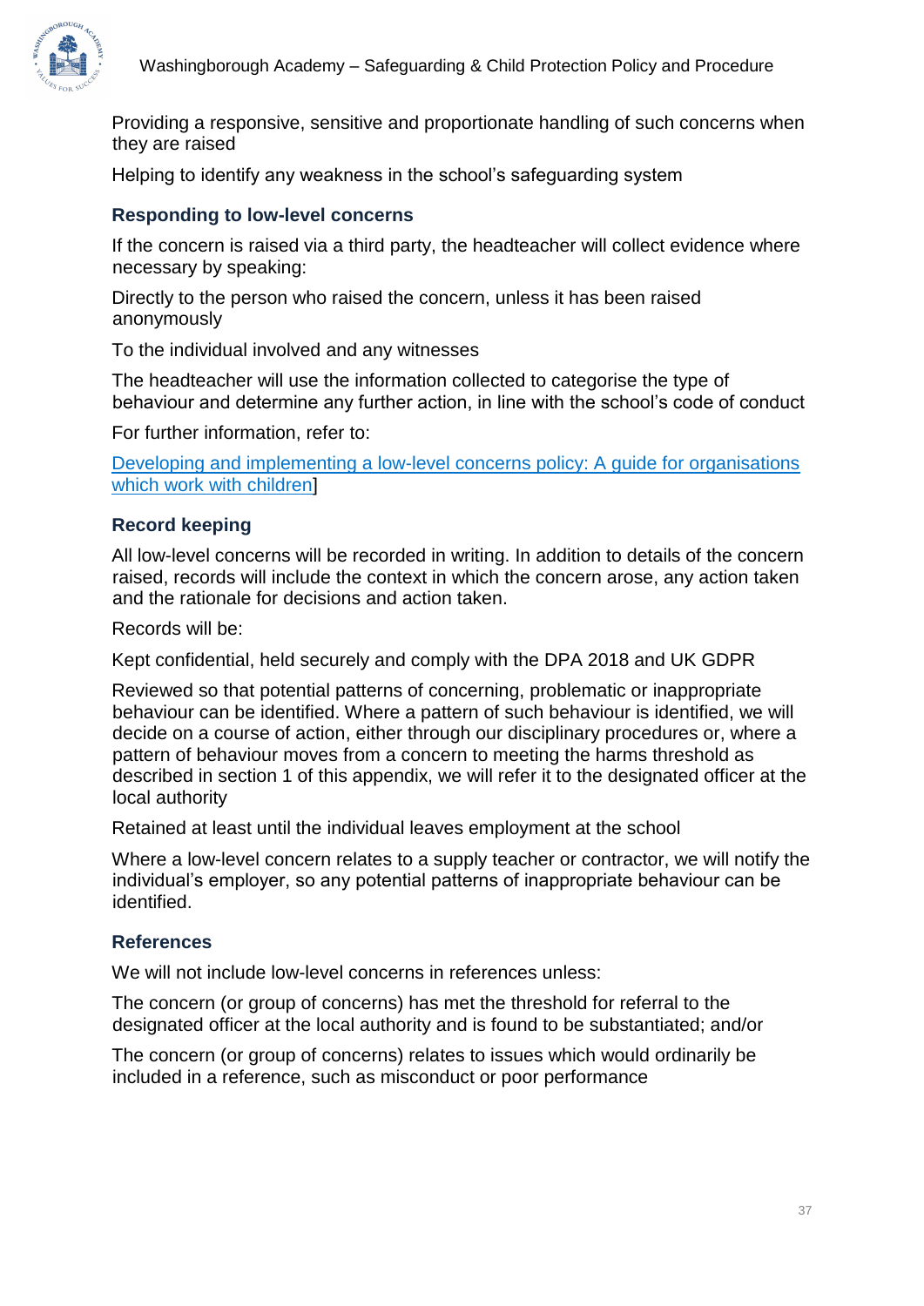Providing a responsive, sensitive and proportionate handling of such concerns when they are raised

Helping to identify any weakness in the school's safeguarding system

### Responding to low-level concerns

If the concern is raised via a third party, the headteacher will collect evidence where necessary by speaking:

Directly to the person who raised the concern, unless it has been raised anonymously

To the individual involved and any witnesses

The headteacher will use the information collected to categorise the type of behaviour and determine any further action, in line with the school's code of conduct

For further information, refer to:

[Developing and implementing a low-level concerns policy: A guide for organisations which work with children]

### Record keeping

All low-level concerns will be recorded in writing. In addition to details of the concern raised, records will include the context in which the concern arose, any action taken and the rationale for decisions and action taken.

Records will be:

Kept confidential, held securely and comply with the DPA 2018 and UK GDPR

Reviewed so that potential patterns of concerning, problematic or inappropriate behaviour can be identified. Where a pattern of such behaviour is identified, we will decide on a course of action, either through our disciplinary procedures or, where a pattern of behaviour moves from a concern to meeting the harms threshold as described in section 1 of this appendix, we will refer it to the designated officer at the local authority

Retained at least until the individual leaves employment at the school

Where a low-level concern relates to a supply teacher or contractor, we will notify the individual's employer, so any potential patterns of inappropriate behaviour can be identified.

### References

We will not include low-level concerns in references unless:

The concern (or group of concerns) has met the threshold for referral to the designated officer at the local authority and is found to be substantiated; and/or

The concern (or group of concerns) relates to issues which would ordinarily be included in a reference, such as misconduct or poor performance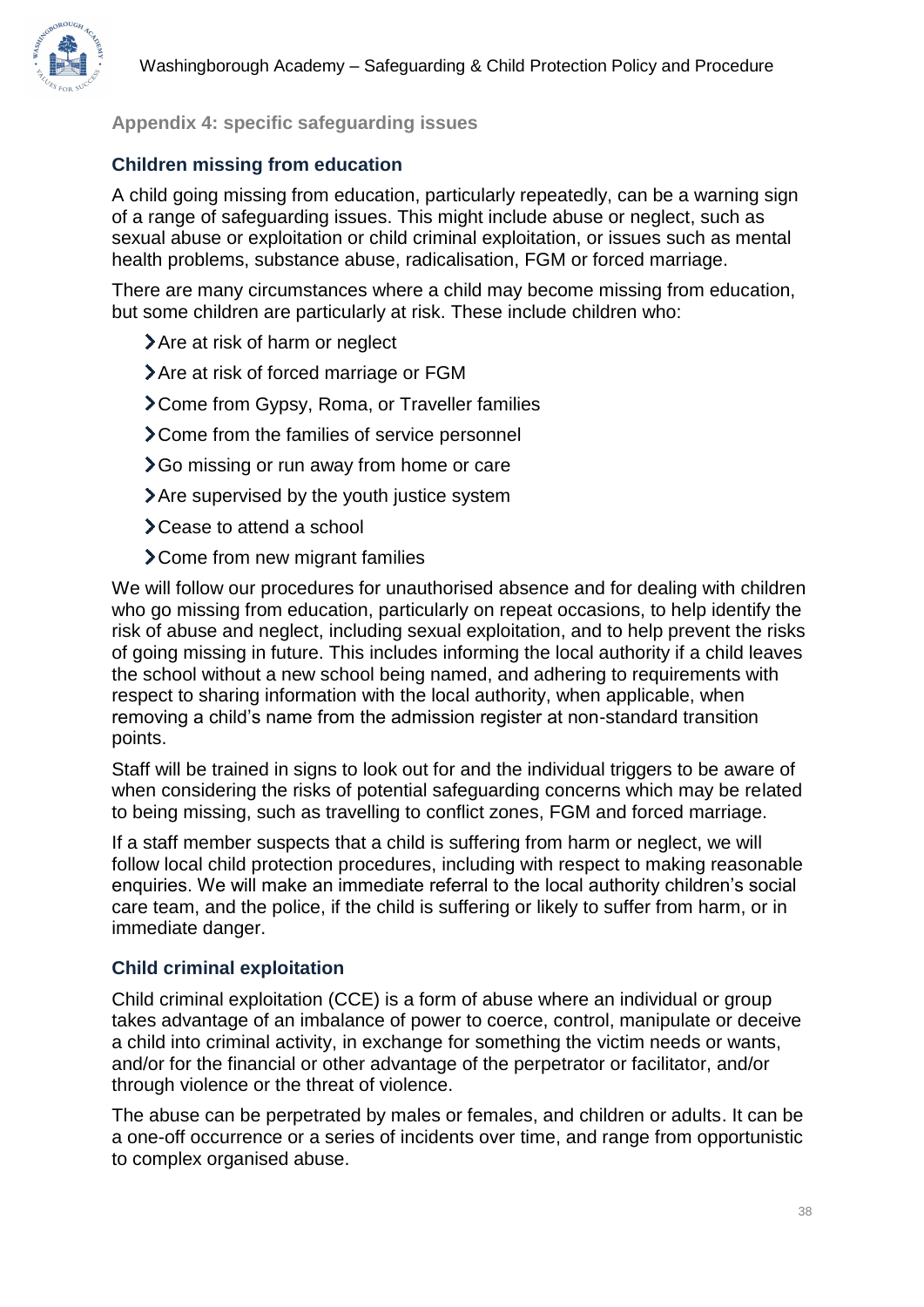## Appendix 4: specific safeguarding issues

### Children missing from education

A child going missing from education, particularly repeatedly, can be a warning sign of a range of safeguarding issues. This might include abuse or neglect, such as sexual abuse or exploitation or child criminal exploitation, or issues such as mental health problems, substance abuse, radicalisation, FGM or forced marriage.

There are many circumstances where a child may become missing from education, but some children are particularly at risk. These include children who:

- Are at risk of harm or neglect
- Are at risk of forced marriage or FGM
- Come from Gypsy, Roma, or Traveller families
- Come from the families of service personnel
- Go missing or run away from home or care
- Are supervised by the youth justice system
- Cease to attend a school
- Come from new migrant families

We will follow our procedures for unauthorised absence and for dealing with children who go missing from education, particularly on repeat occasions, to help identify the risk of abuse and neglect, including sexual exploitation, and to help prevent the risks of going missing in future. This includes informing the local authority if a child leaves the school without a new school being named, and adhering to requirements with respect to sharing information with the local authority, when applicable, when removing a child's name from the admission register at non-standard transition points.

Staff will be trained in signs to look out for and the individual triggers to be aware of when considering the risks of potential safeguarding concerns which may be related to being missing, such as travelling to conflict zones, FGM and forced marriage.

If a staff member suspects that a child is suffering from harm or neglect, we will follow local child protection procedures, including with respect to making reasonable enquiries. We will make an immediate referral to the local authority children's social care team, and the police, if the child is suffering or likely to suffer from harm, or in immediate danger.

### Child criminal exploitation

Child criminal exploitation (CCE) is a form of abuse where an individual or group takes advantage of an imbalance of power to coerce, control, manipulate or deceive a child into criminal activity, in exchange for something the victim needs or wants, and/or for the financial or other advantage of the perpetrator or facilitator, and/or through violence or the threat of violence.

The abuse can be perpetrated by males or females, and children or adults. It can be a one-off occurrence or a series of incidents over time, and range from opportunistic to complex organised abuse.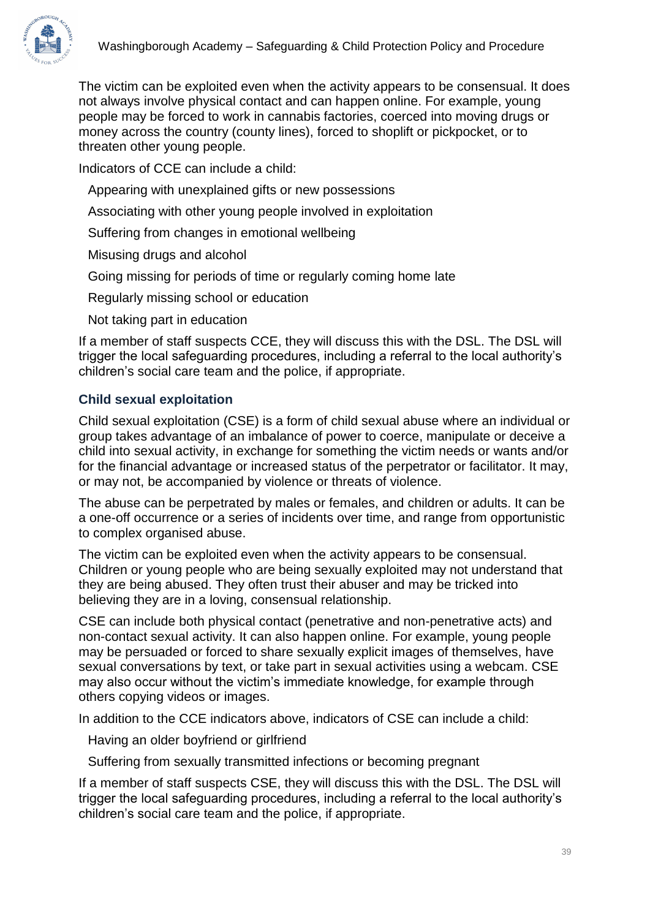The victim can be exploited even when the activity appears to be consensual. It does not always involve physical contact and can happen online. For example, young people may be forced to work in cannabis factories, coerced into moving drugs or money across the country (county lines), forced to shoplift or pickpocket, or to threaten other young people.

Indicators of CCE can include a child:

- Appearing with unexplained gifts or new possessions
- Associating with other young people involved in exploitation
- Suffering from changes in emotional wellbeing
- Misusing drugs and alcohol
- Going missing for periods of time or regularly coming home late
- Regularly missing school or education
- Not taking part in education

If a member of staff suspects CCE, they will discuss this with the DSL. The DSL will trigger the local safeguarding procedures, including a referral to the local authority's children's social care team and the police, if appropriate.

### Child sexual exploitation

Child sexual exploitation (CSE) is a form of child sexual abuse where an individual or group takes advantage of an imbalance of power to coerce, manipulate or deceive a child into sexual activity, in exchange for something the victim needs or wants and/or for the financial advantage or increased status of the perpetrator or facilitator. It may, or may not, be accompanied by violence or threats of violence.

The abuse can be perpetrated by males or females, and children or adults. It can be a one-off occurrence or a series of incidents over time, and range from opportunistic to complex organised abuse.

The victim can be exploited even when the activity appears to be consensual. Children or young people who are being sexually exploited may not understand that they are being abused. They often trust their abuser and may be tricked into believing they are in a loving, consensual relationship.

CSE can include both physical contact (penetrative and non-penetrative acts) and non-contact sexual activity. It can also happen online. For example, young people may be persuaded or forced to share sexually explicit images of themselves, have sexual conversations by text, or take part in sexual activities using a webcam. CSE may also occur without the victim's immediate knowledge, for example through others copying videos or images.

In addition to the CCE indicators above, indicators of CSE can include a child:

- Having an older boyfriend or girlfriend
- Suffering from sexually transmitted infections or becoming pregnant

If a member of staff suspects CSE, they will discuss this with the DSL. The DSL will trigger the local safeguarding procedures, including a referral to the local authority's children's social care team and the police, if appropriate.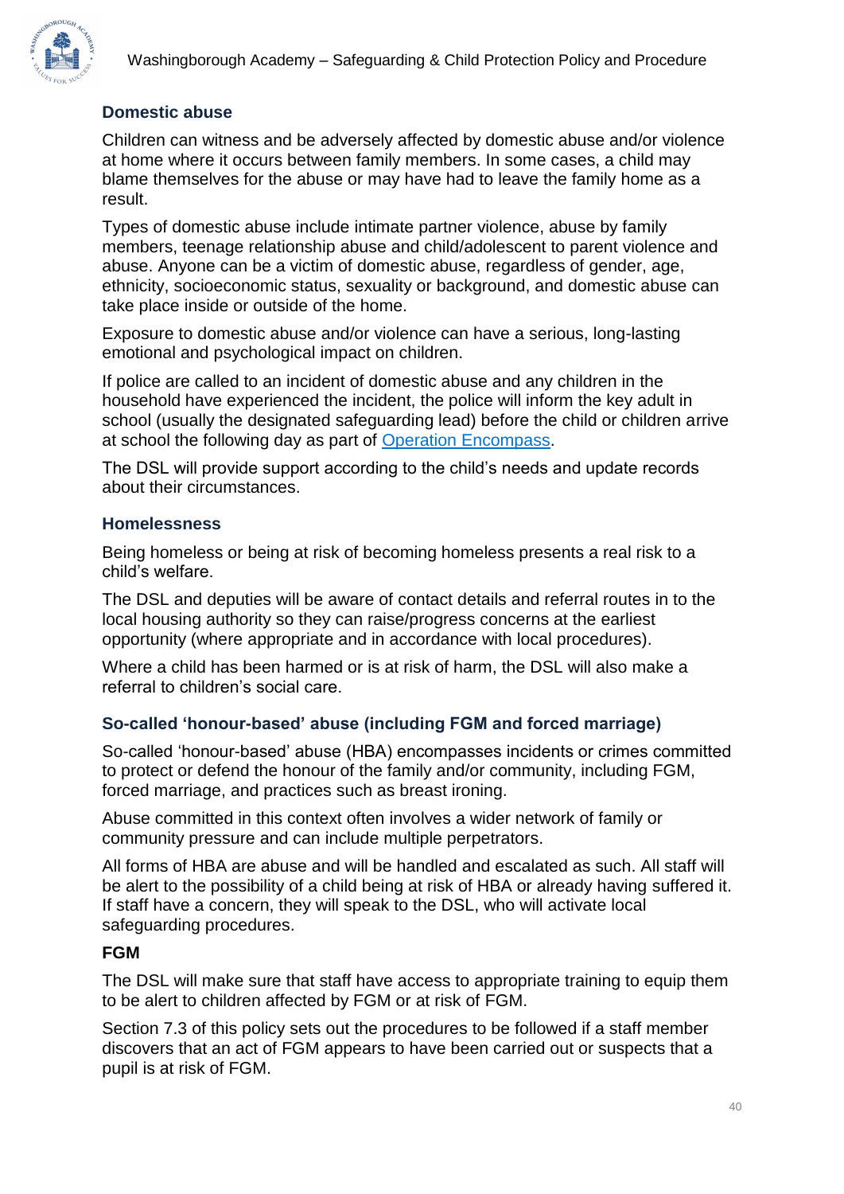### Domestic abuse

Children can witness and be adversely affected by domestic abuse and/or violence at home where it occurs between family members. In some cases, a child may blame themselves for the abuse or may have had to leave the family home as a result.

Types of domestic abuse include intimate partner violence, abuse by family members, teenage relationship abuse and child/adolescent to parent violence and abuse. Anyone can be a victim of domestic abuse, regardless of gender, age, ethnicity, socioeconomic status, sexuality or background, and domestic abuse can take place inside or outside of the home.

Exposure to domestic abuse and/or violence can have a serious, long-lasting emotional and psychological impact on children.

If police are called to an incident of domestic abuse and any children in the household have experienced the incident, the police will inform the key adult in school (usually the designated safeguarding lead) before the child or children arrive at school the following day as part of Operation Encompass.

The DSL will provide support according to the child's needs and update records about their circumstances.

### Homelessness

Being homeless or being at risk of becoming homeless presents a real risk to a child's welfare.

The DSL and deputies will be aware of contact details and referral routes in to the local housing authority so they can raise/progress concerns at the earliest opportunity (where appropriate and in accordance with local procedures).

Where a child has been harmed or is at risk of harm, the DSL will also make a referral to children's social care.

### So-called 'honour-based' abuse (including FGM and forced marriage)

So-called 'honour-based' abuse (HBA) encompasses incidents or crimes committed to protect or defend the honour of the family and/or community, including FGM, forced marriage, and practices such as breast ironing.

Abuse committed in this context often involves a wider network of family or community pressure and can include multiple perpetrators.

All forms of HBA are abuse and will be handled and escalated as such. All staff will be alert to the possibility of a child being at risk of HBA or already having suffered it. If staff have a concern, they will speak to the DSL, who will activate local safeguarding procedures.

#### FGM

The DSL will make sure that staff have access to appropriate training to equip them to be alert to children affected by FGM or at risk of FGM.

Section 7.3 of this policy sets out the procedures to be followed if a staff member discovers that an act of FGM appears to have been carried out or suspects that a pupil is at risk of FGM.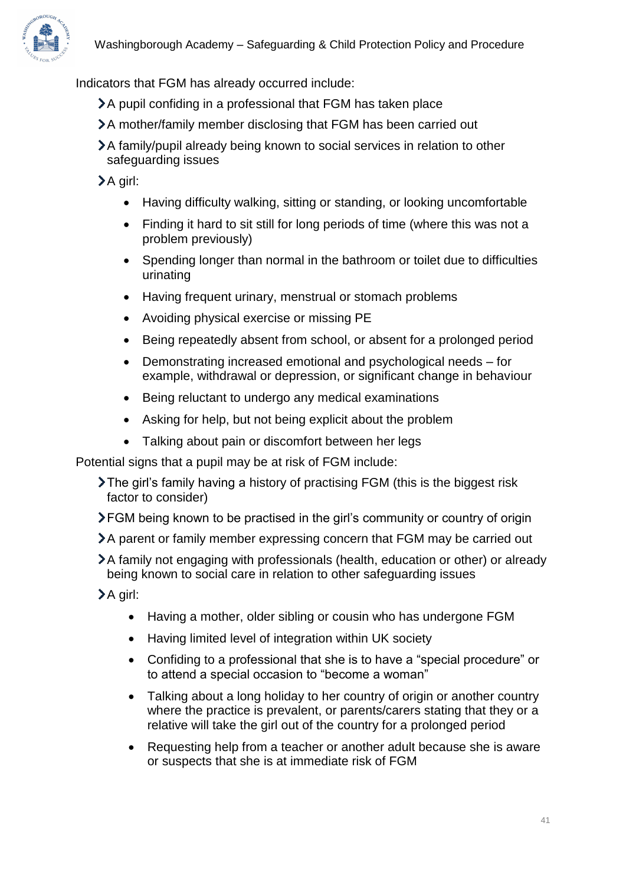Indicators that FGM has already occurred include:

- A pupil confiding in a professional that FGM has taken place
- A mother/family member disclosing that FGM has been carried out
- A family/pupil already being known to social services in relation to other safeguarding issues
- A girl:
    - Having difficulty walking, sitting or standing, or looking uncomfortable
    - Finding it hard to sit still for long periods of time (where this was not a problem previously)
    - Spending longer than normal in the bathroom or toilet due to difficulties urinating
    - Having frequent urinary, menstrual or stomach problems
    - Avoiding physical exercise or missing PE
    - Being repeatedly absent from school, or absent for a prolonged period
    - Demonstrating increased emotional and psychological needs – for example, withdrawal or depression, or significant change in behaviour
    - Being reluctant to undergo any medical examinations
    - Asking for help, but not being explicit about the problem
    - Talking about pain or discomfort between her legs

Potential signs that a pupil may be at risk of FGM include:

- The girl's family having a history of practising FGM (this is the biggest risk factor to consider)
- FGM being known to be practised in the girl's community or country of origin
- A parent or family member expressing concern that FGM may be carried out
- A family not engaging with professionals (health, education or other) or already being known to social care in relation to other safeguarding issues
- A girl:
    - Having a mother, older sibling or cousin who has undergone FGM
    - Having limited level of integration within UK society
    - Confiding to a professional that she is to have a "special procedure" or to attend a special occasion to "become a woman"
    - Talking about a long holiday to her country of origin or another country where the practice is prevalent, or parents/carers stating that they or a relative will take the girl out of the country for a prolonged period
    - Requesting help from a teacher or another adult because she is aware or suspects that she is at immediate risk of FGM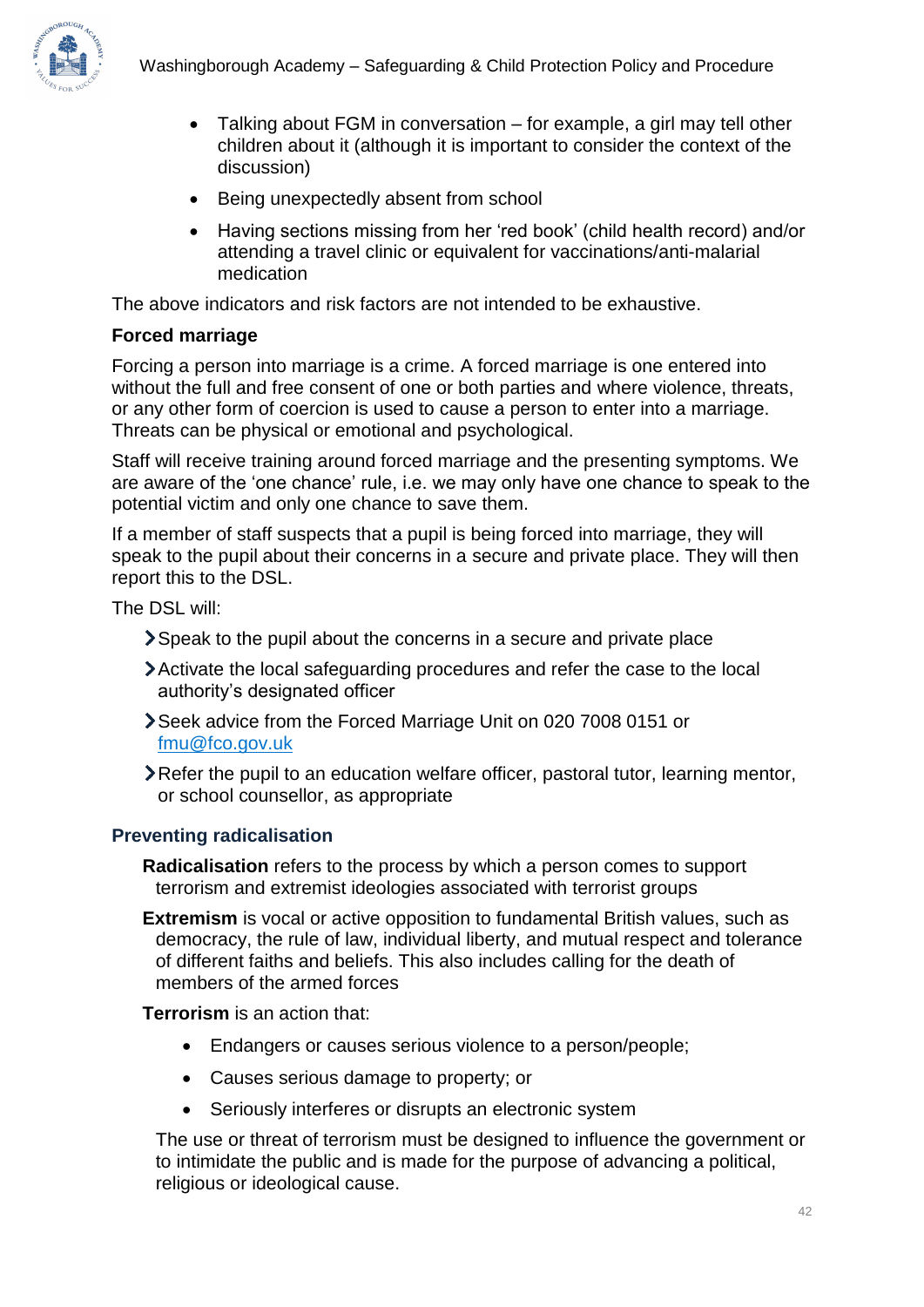- Talking about FGM in conversation – for example, a girl may tell other children about it (although it is important to consider the context of the discussion)
- Being unexpectedly absent from school
- Having sections missing from her 'red book' (child health record) and/or attending a travel clinic or equivalent for vaccinations/anti-malarial medication

The above indicators and risk factors are not intended to be exhaustive.

**Forced marriage**

Forcing a person into marriage is a crime. A forced marriage is one entered into without the full and free consent of one or both parties and where violence, threats, or any other form of coercion is used to cause a person to enter into a marriage. Threats can be physical or emotional and psychological.

Staff will receive training around forced marriage and the presenting symptoms. We are aware of the 'one chance' rule, i.e. we may only have one chance to speak to the potential victim and only one chance to save them.

If a member of staff suspects that a pupil is being forced into marriage, they will speak to the pupil about their concerns in a secure and private place. They will then report this to the DSL.

The DSL will:

- Speak to the pupil about the concerns in a secure and private place
- Activate the local safeguarding procedures and refer the case to the local authority's designated officer
- Seek advice from the Forced Marriage Unit on 020 7008 0151 or fmu@fco.gov.uk
- Refer the pupil to an education welfare officer, pastoral tutor, learning mentor, or school counsellor, as appropriate

### Preventing radicalisation

**Radicalisation** refers to the process by which a person comes to support terrorism and extremist ideologies associated with terrorist groups

**Extremism** is vocal or active opposition to fundamental British values, such as democracy, the rule of law, individual liberty, and mutual respect and tolerance of different faiths and beliefs. This also includes calling for the death of members of the armed forces

**Terrorism** is an action that:

- Endangers or causes serious violence to a person/people;
- Causes serious damage to property; or
- Seriously interferes or disrupts an electronic system

The use or threat of terrorism must be designed to influence the government or to intimidate the public and is made for the purpose of advancing a political, religious or ideological cause.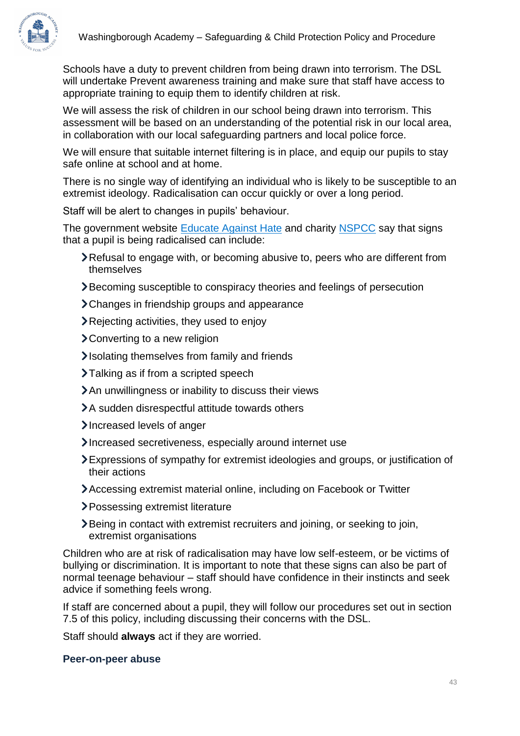Schools have a duty to prevent children from being drawn into terrorism. The DSL will undertake Prevent awareness training and make sure that staff have access to appropriate training to equip them to identify children at risk.

We will assess the risk of children in our school being drawn into terrorism. This assessment will be based on an understanding of the potential risk in our local area, in collaboration with our local safeguarding partners and local police force.

We will ensure that suitable internet filtering is in place, and equip our pupils to stay safe online at school and at home.

There is no single way of identifying an individual who is likely to be susceptible to an extremist ideology. Radicalisation can occur quickly or over a long period.

Staff will be alert to changes in pupils' behaviour.

The government website [Educate Against Hate] and charity [NSPCC] say that signs that a pupil is being radicalised can include:

- Refusal to engage with, or becoming abusive to, peers who are different from themselves
- Becoming susceptible to conspiracy theories and feelings of persecution
- Changes in friendship groups and appearance
- Rejecting activities, they used to enjoy
- Converting to a new religion
- Isolating themselves from family and friends
- Talking as if from a scripted speech
- An unwillingness or inability to discuss their views
- A sudden disrespectful attitude towards others
- Increased levels of anger
- Increased secretiveness, especially around internet use
- Expressions of sympathy for extremist ideologies and groups, or justification of their actions
- Accessing extremist material online, including on Facebook or Twitter
- Possessing extremist literature
- Being in contact with extremist recruiters and joining, or seeking to join, extremist organisations

Children who are at risk of radicalisation may have low self-esteem, or be victims of bullying or discrimination. It is important to note that these signs can also be part of normal teenage behaviour – staff should have confidence in their instincts and seek advice if something feels wrong.

If staff are concerned about a pupil, they will follow our procedures set out in section 7.5 of this policy, including discussing their concerns with the DSL.

Staff should **always** act if they are worried.

### Peer-on-peer abuse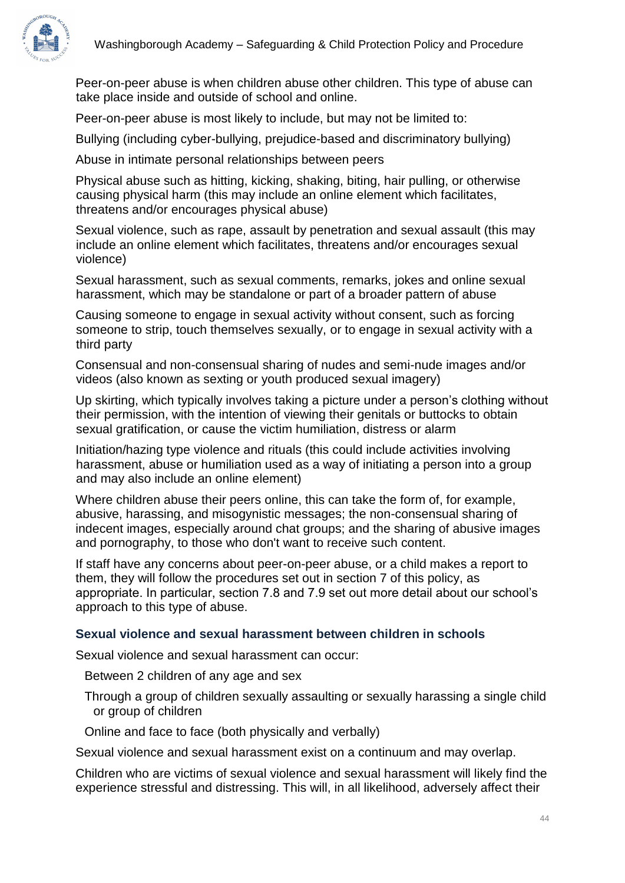Peer-on-peer abuse is when children abuse other children. This type of abuse can take place inside and outside of school and online.

Peer-on-peer abuse is most likely to include, but may not be limited to:

Bullying (including cyber-bullying, prejudice-based and discriminatory bullying)

Abuse in intimate personal relationships between peers

Physical abuse such as hitting, kicking, shaking, biting, hair pulling, or otherwise causing physical harm (this may include an online element which facilitates, threatens and/or encourages physical abuse)

Sexual violence, such as rape, assault by penetration and sexual assault (this may include an online element which facilitates, threatens and/or encourages sexual violence)

Sexual harassment, such as sexual comments, remarks, jokes and online sexual harassment, which may be standalone or part of a broader pattern of abuse

Causing someone to engage in sexual activity without consent, such as forcing someone to strip, touch themselves sexually, or to engage in sexual activity with a third party

Consensual and non-consensual sharing of nudes and semi-nude images and/or videos (also known as sexting or youth produced sexual imagery)

Up skirting, which typically involves taking a picture under a person's clothing without their permission, with the intention of viewing their genitals or buttocks to obtain sexual gratification, or cause the victim humiliation, distress or alarm

Initiation/hazing type violence and rituals (this could include activities involving harassment, abuse or humiliation used as a way of initiating a person into a group and may also include an online element)

Where children abuse their peers online, this can take the form of, for example, abusive, harassing, and misogynistic messages; the non-consensual sharing of indecent images, especially around chat groups; and the sharing of abusive images and pornography, to those who don't want to receive such content.

If staff have any concerns about peer-on-peer abuse, or a child makes a report to them, they will follow the procedures set out in section 7 of this policy, as appropriate. In particular, section 7.8 and 7.9 set out more detail about our school's approach to this type of abuse.

### Sexual violence and sexual harassment between children in schools

Sexual violence and sexual harassment can occur:

- Between 2 children of any age and sex
- Through a group of children sexually assaulting or sexually harassing a single child or group of children
- Online and face to face (both physically and verbally)

Sexual violence and sexual harassment exist on a continuum and may overlap.

Children who are victims of sexual violence and sexual harassment will likely find the experience stressful and distressing. This will, in all likelihood, adversely affect their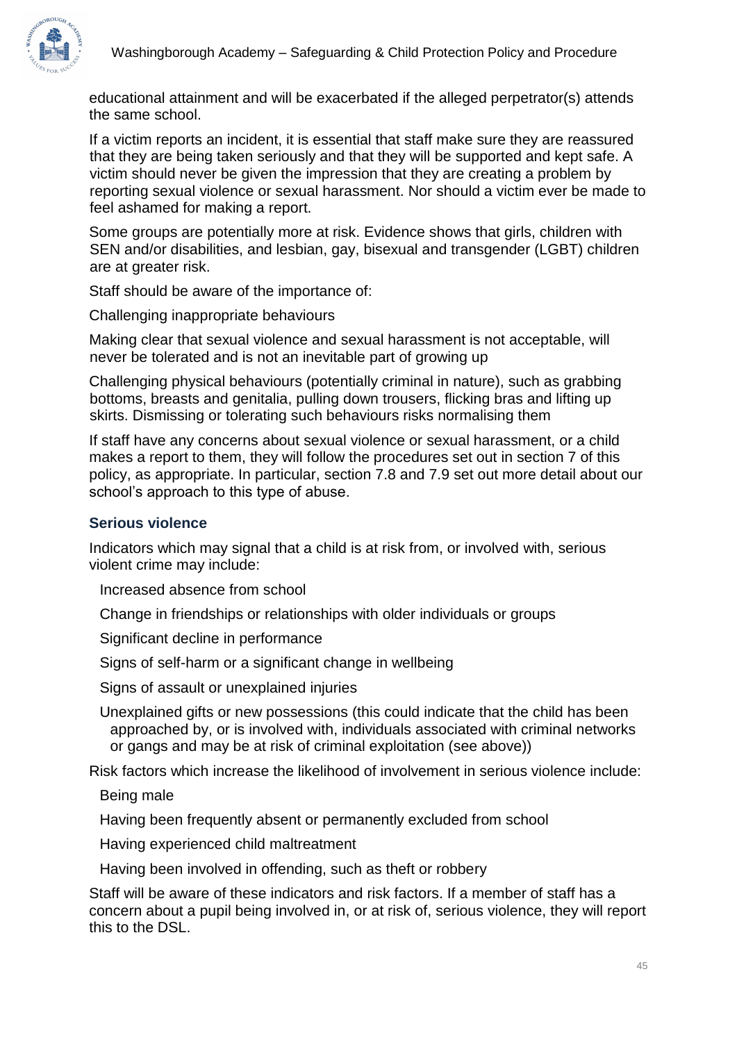educational attainment and will be exacerbated if the alleged perpetrator(s) attends the same school.

If a victim reports an incident, it is essential that staff make sure they are reassured that they are being taken seriously and that they will be supported and kept safe. A victim should never be given the impression that they are creating a problem by reporting sexual violence or sexual harassment. Nor should a victim ever be made to feel ashamed for making a report.

Some groups are potentially more at risk. Evidence shows that girls, children with SEN and/or disabilities, and lesbian, gay, bisexual and transgender (LGBT) children are at greater risk.

Staff should be aware of the importance of:

- Challenging inappropriate behaviours
- Making clear that sexual violence and sexual harassment is not acceptable, will never be tolerated and is not an inevitable part of growing up
- Challenging physical behaviours (potentially criminal in nature), such as grabbing bottoms, breasts and genitalia, pulling down trousers, flicking bras and lifting up skirts. Dismissing or tolerating such behaviours risks normalising them

If staff have any concerns about sexual violence or sexual harassment, or a child makes a report to them, they will follow the procedures set out in section 7 of this policy, as appropriate. In particular, section 7.8 and 7.9 set out more detail about our school's approach to this type of abuse.

### Serious violence

Indicators which may signal that a child is at risk from, or involved with, serious violent crime may include:

- Increased absence from school
- Change in friendships or relationships with older individuals or groups
- Significant decline in performance
- Signs of self-harm or a significant change in wellbeing
- Signs of assault or unexplained injuries
- Unexplained gifts or new possessions (this could indicate that the child has been approached by, or is involved with, individuals associated with criminal networks or gangs and may be at risk of criminal exploitation (see above))

Risk factors which increase the likelihood of involvement in serious violence include:

- Being male
- Having been frequently absent or permanently excluded from school
- Having experienced child maltreatment
- Having been involved in offending, such as theft or robbery

Staff will be aware of these indicators and risk factors. If a member of staff has a concern about a pupil being involved in, or at risk of, serious violence, they will report this to the DSL.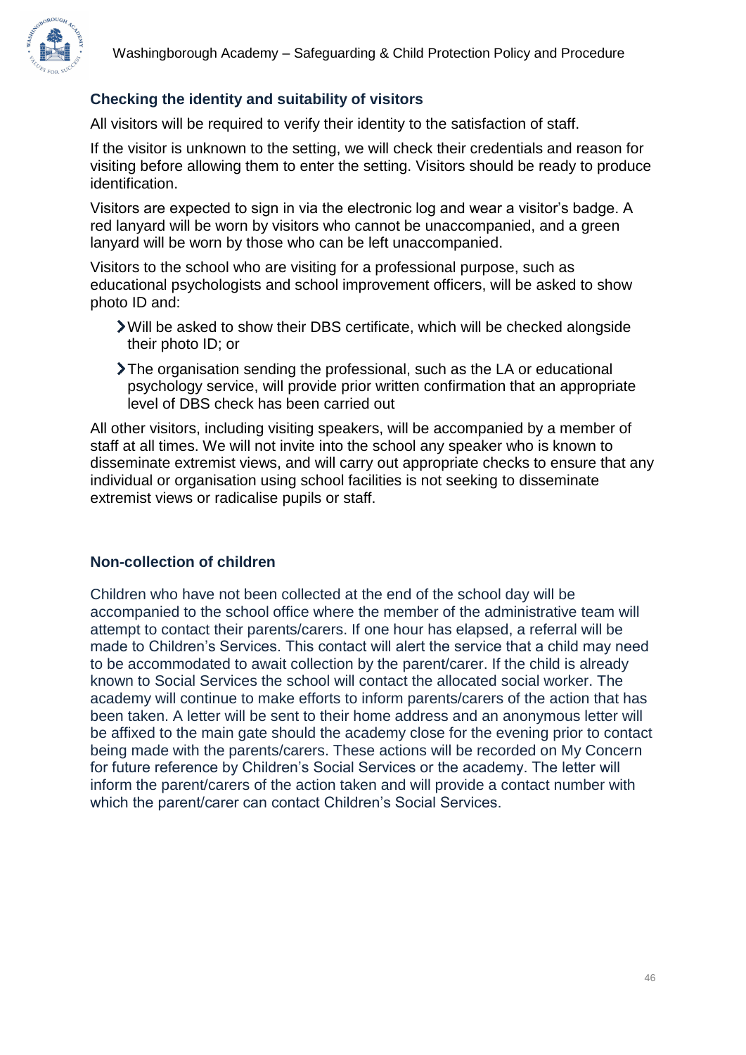### Checking the identity and suitability of visitors

All visitors will be required to verify their identity to the satisfaction of staff.

If the visitor is unknown to the setting, we will check their credentials and reason for visiting before allowing them to enter the setting. Visitors should be ready to produce identification.

Visitors are expected to sign in via the electronic log and wear a visitor's badge. A red lanyard will be worn by visitors who cannot be unaccompanied, and a green lanyard will be worn by those who can be left unaccompanied.

Visitors to the school who are visiting for a professional purpose, such as educational psychologists and school improvement officers, will be asked to show photo ID and:

- Will be asked to show their DBS certificate, which will be checked alongside their photo ID; or
- The organisation sending the professional, such as the LA or educational psychology service, will provide prior written confirmation that an appropriate level of DBS check has been carried out

All other visitors, including visiting speakers, will be accompanied by a member of staff at all times. We will not invite into the school any speaker who is known to disseminate extremist views, and will carry out appropriate checks to ensure that any individual or organisation using school facilities is not seeking to disseminate extremist views or radicalise pupils or staff.

### Non-collection of children

Children who have not been collected at the end of the school day will be accompanied to the school office where the member of the administrative team will attempt to contact their parents/carers. If one hour has elapsed, a referral will be made to Children's Services. This contact will alert the service that a child may need to be accommodated to await collection by the parent/carer. If the child is already known to Social Services the school will contact the allocated social worker. The academy will continue to make efforts to inform parents/carers of the action that has been taken. A letter will be sent to their home address and an anonymous letter will be affixed to the main gate should the academy close for the evening prior to contact being made with the parents/carers. These actions will be recorded on My Concern for future reference by Children's Social Services or the academy. The letter will inform the parent/carers of the action taken and will provide a contact number with which the parent/carer can contact Children's Social Services.